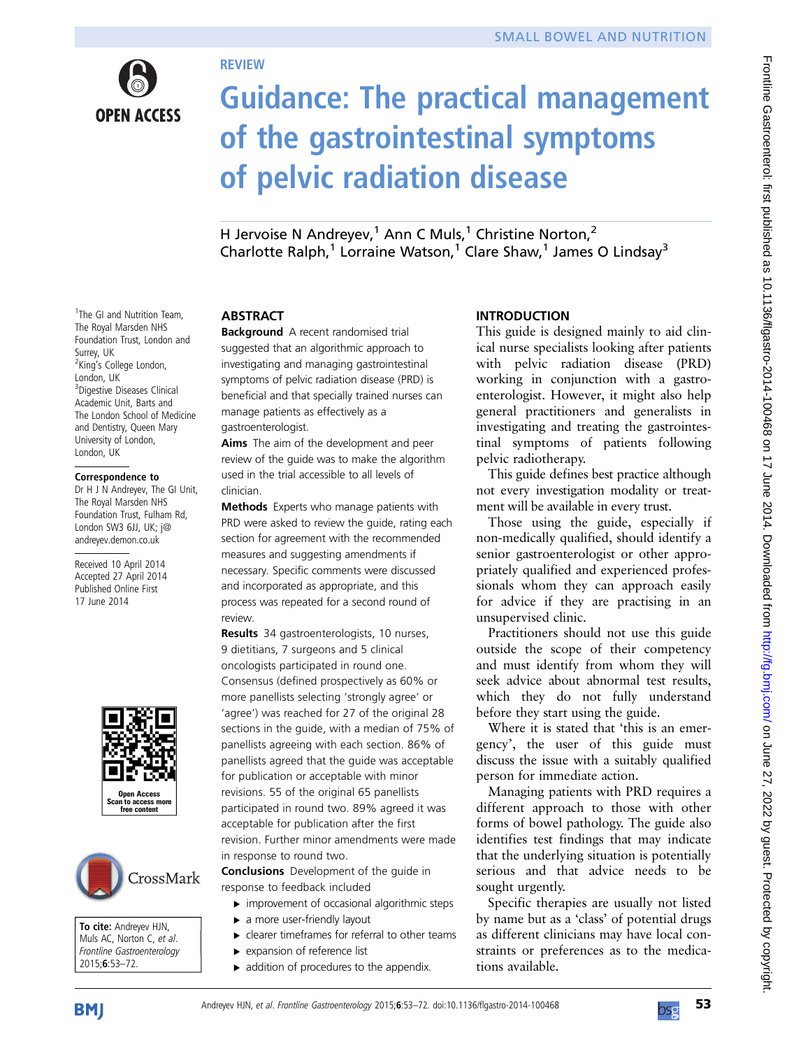REVIEW

# Guidance: The practical management of the gastrointestinal symptoms of pelvic radiation disease

H Jervoise N Andreyev,[1] Ann C Muls,[1] Christine Norton,[2] Charlotte Ralph,[1] Lorraine Watson,[1] Clare Shaw,[1] James O Lindsay[3]

[1]The GI and Nutrition Team, The Royal Marsden NHS Foundation Trust, London and Surrey, UK
[2]King's College London, London, UK
[3]Digestive Diseases Clinical Academic Unit, Barts and The London School of Medicine and Dentistry, Queen Mary University of London, London, UK

**Correspondence to**
Dr H J N Andreyev, The GI Unit, The Royal Marsden NHS Foundation Trust, Fulham Rd, London SW3 6JJ, UK; j@andreyev.demon.co.uk

Received 10 April 2014
Accepted 27 April 2014
Published Online First 17 June 2014

**To cite:** Andreyev HJN, Muls AC, Norton C, *et al*. *Frontline Gastroenterology* 2015;**6**:53–72.

## ABSTRACT

**Background** A recent randomised trial suggested that an algorithmic approach to investigating and managing gastrointestinal symptoms of pelvic radiation disease (PRD) is beneficial and that specially trained nurses can manage patients as effectively as a gastroenterologist.

**Aims** The aim of the development and peer review of the guide was to make the algorithm used in the trial accessible to all levels of clinician.

**Methods** Experts who manage patients with PRD were asked to review the guide, rating each section for agreement with the recommended measures and suggesting amendments if necessary. Specific comments were discussed and incorporated as appropriate, and this process was repeated for a second round of review.

**Results** 34 gastroenterologists, 10 nurses, 9 dietitians, 7 surgeons and 5 clinical oncologists participated in round one. Consensus (defined prospectively as 60% or more panellists selecting 'strongly agree' or 'agree') was reached for 27 of the original 28 sections in the guide, with a median of 75% of panellists agreeing with each section. 86% of panellists agreed that the guide was acceptable for publication or acceptable with minor revisions. 55 of the original 65 panellists participated in round two. 89% agreed it was acceptable for publication after the first revision. Further minor amendments were made in response to round two.

**Conclusions** Development of the guide in response to feedback included

- improvement of occasional algorithmic steps
- a more user-friendly layout
- clearer timeframes for referral to other teams
- expansion of reference list
- addition of procedures to the appendix.

## INTRODUCTION

This guide is designed mainly to aid clinical nurse specialists looking after patients with pelvic radiation disease (PRD) working in conjunction with a gastroenterologist. However, it might also help general practitioners and generalists in investigating and treating the gastrointestinal symptoms of patients following pelvic radiotherapy.

This guide defines best practice although not every investigation modality or treatment will be available in every trust.

Those using the guide, especially if non-medically qualified, should identify a senior gastroenterologist or other appropriately qualified and experienced professionals whom they can approach easily for advice if they are practising in an unsupervised clinic.

Practitioners should not use this guide outside the scope of their competency and must identify from whom they will seek advice about abnormal test results, which they do not fully understand before they start using the guide.

Where it is stated that 'this is an emergency', the user of this guide must discuss the issue with a suitably qualified person for immediate action.

Managing patients with PRD requires a different approach to those with other forms of bowel pathology. The guide also identifies test findings that may indicate that the underlying situation is potentially serious and that advice needs to be sought urgently.

Specific therapies are usually not listed by name but as a 'class' of potential drugs as different clinicians may have local constraints or preferences as to the medications available.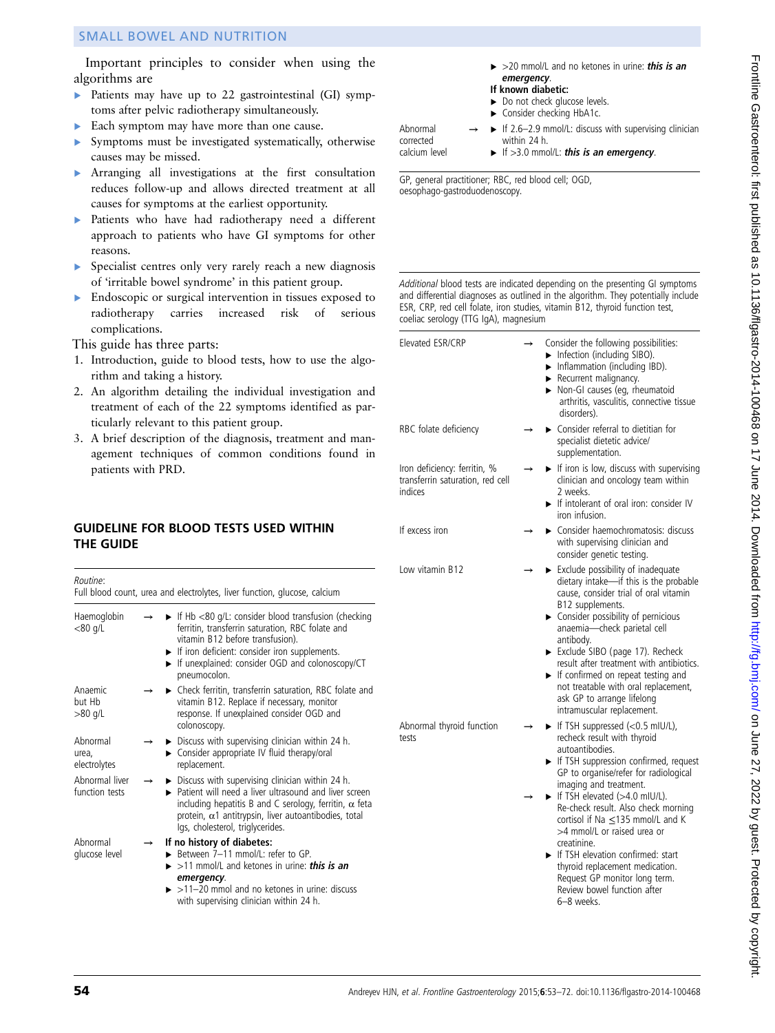Important principles to consider when using the algorithms are

- Patients may have up to 22 gastrointestinal (GI) symptoms after pelvic radiotherapy simultaneously.
- Each symptom may have more than one cause.
- Symptoms must be investigated systematically, otherwise causes may be missed.
- Arranging all investigations at the first consultation reduces follow-up and allows directed treatment at all causes for symptoms at the earliest opportunity.
- Patients who have had radiotherapy need a different approach to patients who have GI symptoms for other reasons.
- Specialist centres only very rarely reach a new diagnosis of 'irritable bowel syndrome' in this patient group.
- Endoscopic or surgical intervention in tissues exposed to radiotherapy carries increased risk of serious complications.

This guide has three parts:

1. Introduction, guide to blood tests, how to use the algorithm and taking a history.
2. An algorithm detailing the individual investigation and treatment of each of the 22 symptoms identified as particularly relevant to this patient group.
3. A brief description of the diagnosis, treatment and management techniques of common conditions found in patients with PRD.

## GUIDELINE FOR BLOOD TESTS USED WITHIN THE GUIDE

*Routine*:
Full blood count, urea and electrolytes, liver function, glucose, calcium

| | | |
|---|---|---|
| Haemoglobin <80 g/L | → | ▸ If Hb <80 g/L: consider blood transfusion (checking ferritin, transferrin saturation, RBC folate and vitamin B12 before transfusion).<br>▸ If iron deficient: consider iron supplements.<br>▸ If unexplained: consider OGD and colonoscopy/CT pneumocolon. |
| Anaemic but Hb >80 g/L | → | ▸ Check ferritin, transferrin saturation, RBC folate and vitamin B12. Replace if necessary, monitor response. If unexplained consider OGD and colonoscopy. |
| Abnormal urea, electrolytes | → | ▸ Discuss with supervising clinician within 24 h.<br>▸ Consider appropriate IV fluid therapy/ replacement. |
| Abnormal liver function tests | → | ▸ Discuss with supervising clinician within 24 h.<br>▸ Patient will need a liver ultrasound and liver screen including hepatitis B and C serology, ferritin, α feta protein, α1 antitrypsin, liver autoantibodies, total Igs, cholesterol, triglycerides. |
| Abnormal glucose level | → | **If no history of diabetes:**<br>▸ Between 7–11 mmol/L: refer to GP.<br>▸ >11 mmol/L and ketones in urine: ***this is an emergency***.<br>▸ >11–20 mmol and no ketones in urine: discuss with supervising clinician within 24 h.<br>▸ >20 mmol/L and no ketones in urine: ***this is an emergency***.<br>**If known diabetic:**<br>▸ Do not check glucose levels.<br>▸ Consider checking HbA1c. |
| Abnormal corrected calcium level | → | ▸ If 2.6–2.9 mmol/L: discuss with supervising clinician within 24 h.<br>▸ If >3.0 mmol/L: ***this is an emergency***. |

GP, general practitioner; RBC, red blood cell; OGD, oesophago-gastroduodenoscopy.

*Additional* blood tests are indicated depending on the presenting GI symptoms and differential diagnoses as outlined in the algorithm. They potentially include ESR, CRP, red cell folate, iron studies, vitamin B12, thyroid function test, coeliac serology (TTG IgA), magnesium

| | | |
|---|---|---|
| Elevated ESR/CRP | → | Consider the following possibilities:<br>▸ Infection (including SIBO).<br>▸ Inflammation (including IBD).<br>▸ Recurrent malignancy.<br>▸ Non-GI causes (eg, rheumatoid arthritis, vasculitis, connective tissue disorders). |
| RBC folate deficiency | → | ▸ Consider referral to dietitian for specialist dietetic advice/ supplementation. |
| Iron deficiency: ferritin, % transferrin saturation, red cell indices | → | ▸ If iron is low, discuss with supervising clinician and oncology team within 2 weeks.<br>▸ If intolerant of oral iron: consider IV iron infusion. |
| If excess iron | → | ▸ Consider haemochromatosis: discuss with supervising clinician and consider genetic testing. |
| Low vitamin B12 | → | ▸ Exclude possibility of inadequate dietary intake—if this is the probable cause, consider trial of oral vitamin B12 supplements.<br>▸ Consider possibility of pernicious anaemia—check parietal cell antibody.<br>▸ Exclude SIBO (page 17). Recheck result after treatment with antibiotics.<br>▸ If confirmed on repeat testing and not treatable with oral replacement, ask GP to arrange lifelong intramuscular replacement. |
| Abnormal thyroid function tests | → | ▸ If TSH suppressed (<0.5 mIU/L), recheck result with thyroid autoantibodies.<br>▸ If TSH suppression confirmed, request GP to organise/refer for radiological imaging and treatment. |
| | → | ▸ If TSH elevated (>4.0 mIU/L). Re-check result. Also check morning cortisol if Na ≤135 mmol/L and K >4 mmol/L or raised urea or creatinine.<br>▸ If TSH elevation confirmed: start thyroid replacement medication. Request GP monitor long term. Review bowel function after 6–8 weeks. |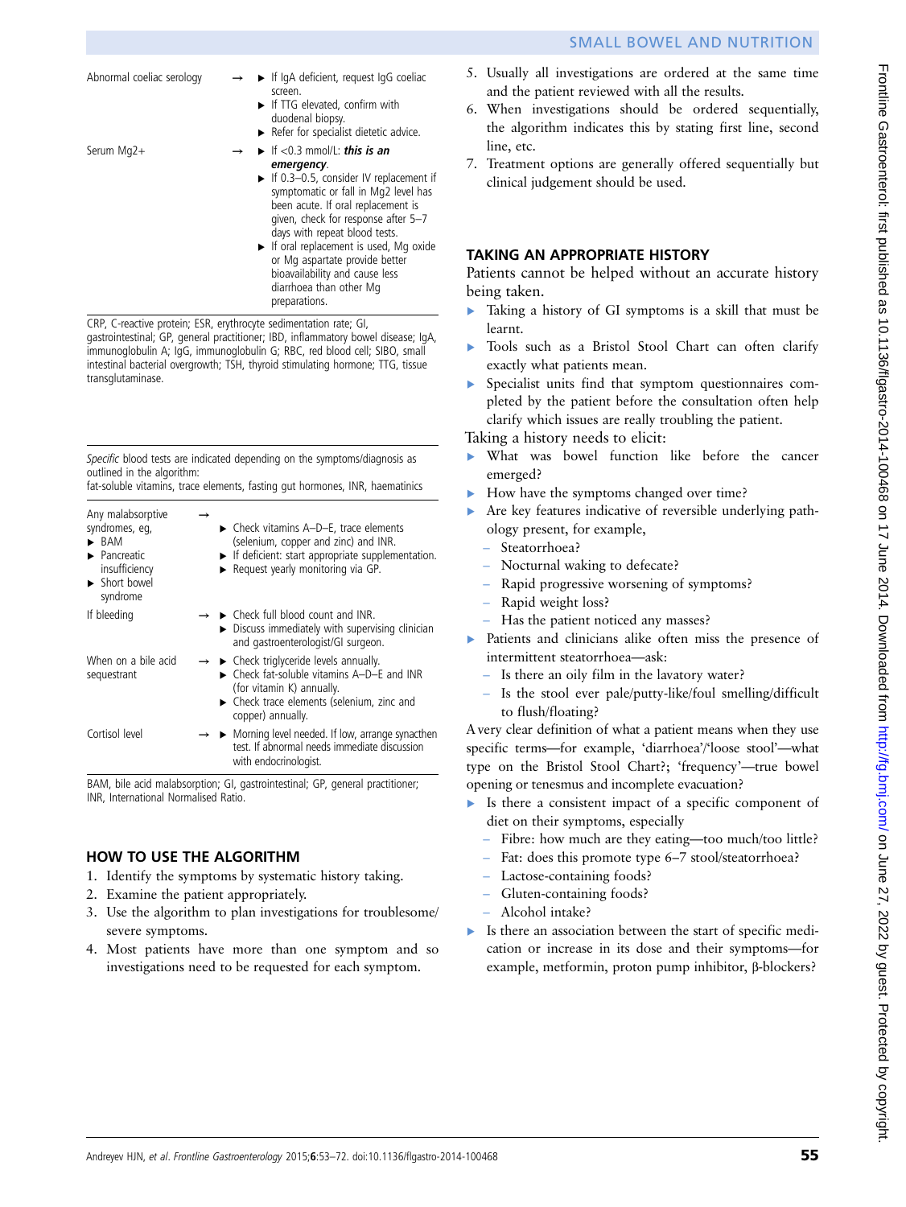| | | |
|---|---|---|
| Abnormal coeliac serology | → | ▶ If IgA deficient, request IgG coeliac screen.<br>▶ If TTG elevated, confirm with duodenal biopsy.<br>▶ Refer for specialist dietetic advice. |
| Serum Mg2+ | → | ▶ If <0.3 mmol/L: ***this is an emergency***.<br>▶ If 0.3–0.5, consider IV replacement if symptomatic or fall in Mg2 level has been acute. If oral replacement is given, check for response after 5–7 days with repeat blood tests.<br>▶ If oral replacement is used, Mg oxide or Mg aspartate provide better bioavailability and cause less diarrhoea than other Mg preparations. |

CRP, C-reactive protein; ESR, erythrocyte sedimentation rate; GI, gastrointestinal; GP, general practitioner; IBD, inflammatory bowel disease; IgA, immunoglobulin A; IgG, immunoglobulin G; RBC, red blood cell; SIBO, small intestinal bacterial overgrowth; TSH, thyroid stimulating hormone; TTG, tissue transglutaminase.

*Specific* blood tests are indicated depending on the symptoms/diagnosis as outlined in the algorithm:
fat-soluble vitamins, trace elements, fasting gut hormones, INR, haematinics

| | | |
|---|---|---|
| Any malabsorptive syndromes, eg,<br>▶ BAM<br>▶ Pancreatic insufficiency<br>▶ Short bowel syndrome | → | ▶ Check vitamins A–D–E, trace elements (selenium, copper and zinc) and INR.<br>▶ If deficient: start appropriate supplementation.<br>▶ Request yearly monitoring via GP. |
| If bleeding | → | ▶ Check full blood count and INR.<br>▶ Discuss immediately with supervising clinician and gastroenterologist/GI surgeon. |
| When on a bile acid sequestrant | → | ▶ Check triglyceride levels annually.<br>▶ Check fat-soluble vitamins A–D–E and INR (for vitamin K) annually.<br>▶ Check trace elements (selenium, zinc and copper) annually. |
| Cortisol level | → | ▶ Morning level needed. If low, arrange synacthen test. If abnormal needs immediate discussion with endocrinologist. |

BAM, bile acid malabsorption; GI, gastrointestinal; GP, general practitioner; INR, International Normalised Ratio.

## HOW TO USE THE ALGORITHM

1. Identify the symptoms by systematic history taking.
2. Examine the patient appropriately.
3. Use the algorithm to plan investigations for troublesome/severe symptoms.
4. Most patients have more than one symptom and so investigations need to be requested for each symptom.
5. Usually all investigations are ordered at the same time and the patient reviewed with all the results.
6. When investigations should be ordered sequentially, the algorithm indicates this by stating first line, second line, etc.
7. Treatment options are generally offered sequentially but clinical judgement should be used.

## TAKING AN APPROPRIATE HISTORY

Patients cannot be helped without an accurate history being taken.

- Taking a history of GI symptoms is a skill that must be learnt.
- Tools such as a Bristol Stool Chart can often clarify exactly what patients mean.
- Specialist units find that symptom questionnaires completed by the patient before the consultation often help clarify which issues are really troubling the patient.

Taking a history needs to elicit:

- What was bowel function like before the cancer emerged?
- How have the symptoms changed over time?
- Are key features indicative of reversible underlying pathology present, for example,
  - Steatorrhoea?
  - Nocturnal waking to defecate?
  - Rapid progressive worsening of symptoms?
  - Rapid weight loss?
  - Has the patient noticed any masses?
- Patients and clinicians alike often miss the presence of intermittent steatorrhoea—ask:
  - Is there an oily film in the lavatory water?
  - Is the stool ever pale/putty-like/foul smelling/difficult to flush/floating?

A very clear definition of what a patient means when they use specific terms—for example, 'diarrhoea'/'loose stool'—what type on the Bristol Stool Chart?; 'frequency'—true bowel opening or tenesmus and incomplete evacuation?

- Is there a consistent impact of a specific component of diet on their symptoms, especially
  - Fibre: how much are they eating—too much/too little?
  - Fat: does this promote type 6–7 stool/steatorrhoea?
  - Lactose-containing foods?
  - Gluten-containing foods?
  - Alcohol intake?
- Is there an association between the start of specific medication or increase in its dose and their symptoms—for example, metformin, proton pump inhibitor, β-blockers?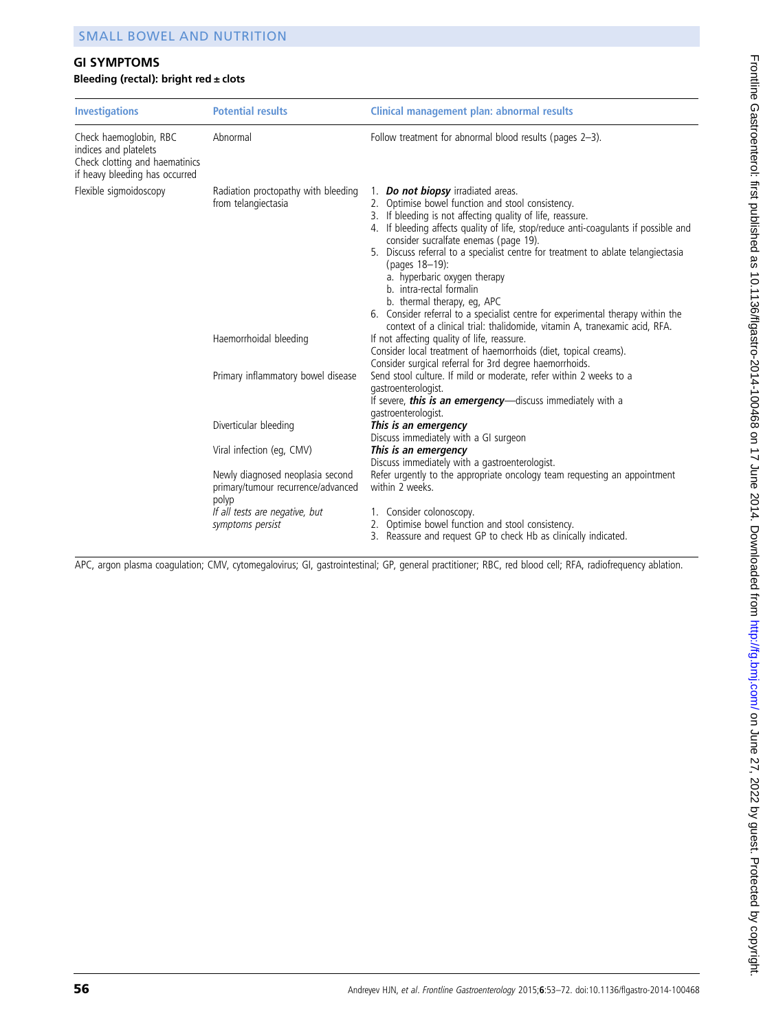## GI SYMPTOMS

### Bleeding (rectal): bright red ± clots

| Investigations | Potential results | Clinical management plan: abnormal results |
|---|---|---|
| Check haemoglobin, RBC indices and platelets<br>Check clotting and haematinics if heavy bleeding has occurred | Abnormal | Follow treatment for abnormal blood results (pages 2–3). |
| Flexible sigmoidoscopy | Radiation proctopathy with bleeding from telangiectasia | 1. ***Do not biopsy*** irradiated areas.<br>2. Optimise bowel function and stool consistency.<br>3. If bleeding is not affecting quality of life, reassure.<br>4. If bleeding affects quality of life, stop/reduce anti-coagulants if possible and consider sucralfate enemas (page 19).<br>5. Discuss referral to a specialist centre for treatment to ablate telangiectasia (pages 18–19):<br>a. hyperbaric oxygen therapy<br>b. intra-rectal formalin<br>b. thermal therapy, eg, APC<br>6. Consider referral to a specialist centre for experimental therapy within the context of a clinical trial: thalidomide, vitamin A, tranexamic acid, RFA. |
| | Haemorrhoidal bleeding | If not affecting quality of life, reassure.<br>Consider local treatment of haemorrhoids (diet, topical creams).<br>Consider surgical referral for 3rd degree haemorrhoids. |
| | Primary inflammatory bowel disease | Send stool culture. If mild or moderate, refer within 2 weeks to a gastroenterologist.<br>If severe, ***this is an emergency***—discuss immediately with a gastroenterologist. |
| | Diverticular bleeding | ***This is an emergency***<br>Discuss immediately with a GI surgeon |
| | Viral infection (eg, CMV) | ***This is an emergency***<br>Discuss immediately with a gastroenterologist. |
| | Newly diagnosed neoplasia second primary/tumour recurrence/advanced polyp | Refer urgently to the appropriate oncology team requesting an appointment within 2 weeks. |
| | *If all tests are negative, but symptoms persist* | 1. Consider colonoscopy.<br>2. Optimise bowel function and stool consistency.<br>3. Reassure and request GP to check Hb as clinically indicated. |

APC, argon plasma coagulation; CMV, cytomegalovirus; GI, gastrointestinal; GP, general practitioner; RBC, red blood cell; RFA, radiofrequency ablation.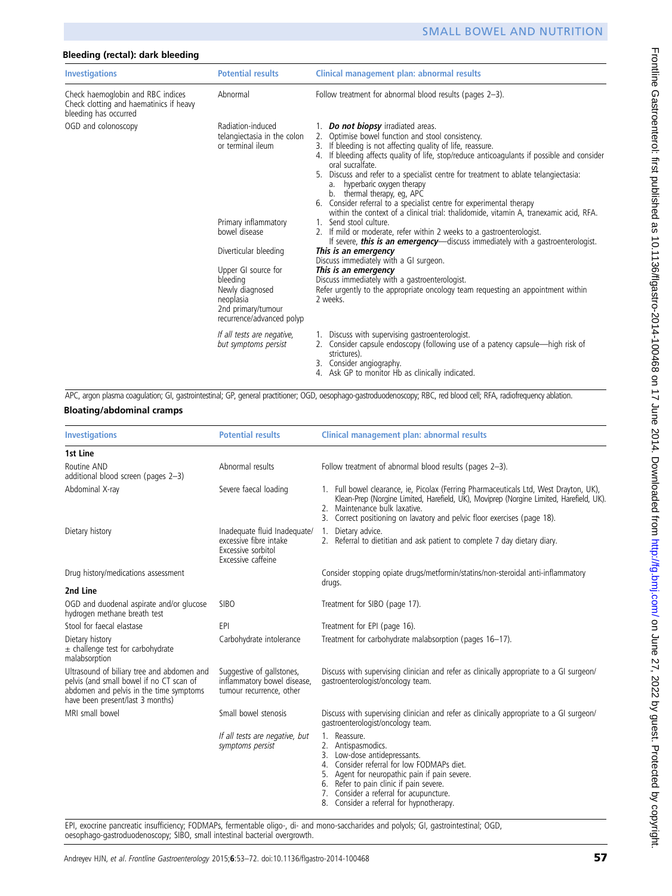### Bleeding (rectal): dark bleeding

| Investigations | Potential results | Clinical management plan: abnormal results |
|---|---|---|
| Check haemoglobin and RBC indices<br>Check clotting and haematinics if heavy bleeding has occurred | Abnormal | Follow treatment for abnormal blood results (pages 2–3). |
| OGD and colonoscopy | Radiation-induced telangiectasia in the colon or terminal ileum | 1. ***Do not biopsy*** irradiated areas.<br>2. Optimise bowel function and stool consistency.<br>3. If bleeding is not affecting quality of life, reassure.<br>4. If bleeding affects quality of life, stop/reduce anticoagulants if possible and consider oral sucralfate.<br>5. Discuss and refer to a specialist centre for treatment to ablate telangiectasia:<br>a. hyperbaric oxygen therapy<br>b. thermal therapy, eg, APC<br>6. Consider referral to a specialist centre for experimental therapy within the context of a clinical trial: thalidomide, vitamin A, tranexamic acid, RFA. |
| | Primary inflammatory bowel disease | 1. Send stool culture.<br>2. If mild or moderate, refer within 2 weeks to a gastroenterologist. If severe, ***this is an emergency***—discuss immediately with a gastroenterologist. |
| | Diverticular bleeding | ***This is an emergency***<br>Discuss immediately with a GI surgeon. |
| | Upper GI source for bleeding | ***This is an emergency***<br>Discuss immediately with a gastroenterologist. |
| | Newly diagnosed neoplasia<br>2nd primary/tumour recurrence/advanced polyp | Refer urgently to the appropriate oncology team requesting an appointment within 2 weeks. |
| | *If all tests are negative, but symptoms persist* | 1. Discuss with supervising gastroenterologist.<br>2. Consider capsule endoscopy (following use of a patency capsule—high risk of strictures).<br>3. Consider angiography.<br>4. Ask GP to monitor Hb as clinically indicated. |

APC, argon plasma coagulation; GI, gastrointestinal; GP, general practitioner; OGD, oesophago-gastroduodenoscopy; RBC, red blood cell; RFA, radiofrequency ablation.

### Bloating/abdominal cramps

| Investigations | Potential results | Clinical management plan: abnormal results |
|---|---|---|
| **1st Line** | | |
| Routine AND additional blood screen (pages 2–3) | Abnormal results | Follow treatment of abnormal blood results (pages 2–3). |
| Abdominal X-ray | Severe faecal loading | 1. Full bowel clearance, ie, Picolax (Ferring Pharmaceuticals Ltd, West Drayton, UK), Klean-Prep (Norgine Limited, Harefield, UK), Moviprep (Norgine Limited, Harefield, UK).<br>2. Maintenance bulk laxative.<br>3. Correct positioning on lavatory and pelvic floor exercises (page 18). |
| Dietary history | Inadequate fluid Inadequate/excessive fibre intake<br>Excessive sorbitol<br>Excessive caffeine | 1. Dietary advice.<br>2. Referral to dietitian and ask patient to complete 7 day dietary diary. |
| Drug history/medications assessment | | Consider stopping opiate drugs/metformin/statins/non-steroidal anti-inflammatory drugs. |
| **2nd Line** | | |
| OGD and duodenal aspirate and/or glucose hydrogen methane breath test | SIBO | Treatment for SIBO (page 17). |
| Stool for faecal elastase | EPI | Treatment for EPI (page 16). |
| Dietary history<br>± challenge test for carbohydrate malabsorption | Carbohydrate intolerance | Treatment for carbohydrate malabsorption (pages 16–17). |
| Ultrasound of biliary tree and abdomen and pelvis (and small bowel if no CT scan of abdomen and pelvis in the time symptoms have been present/last 3 months) | Suggestive of gallstones, inflammatory bowel disease, tumour recurrence, other | Discuss with supervising clinician and refer as clinically appropriate to a GI surgeon/gastroenterologist/oncology team. |
| MRI small bowel | Small bowel stenosis | Discuss with supervising clinician and refer as clinically appropriate to a GI surgeon/gastroenterologist/oncology team. |
| | *If all tests are negative, but symptoms persist* | 1. Reassure.<br>2. Antispasmodics.<br>3. Low-dose antidepressants.<br>4. Consider referral for low FODMAPs diet.<br>5. Agent for neuropathic pain if pain severe.<br>6. Refer to pain clinic if pain severe.<br>7. Consider a referral for acupuncture.<br>8. Consider a referral for hypnotherapy. |

EPI, exocrine pancreatic insufficiency; FODMAPs, fermentable oligo-, di- and mono-saccharides and polyols; GI, gastrointestinal; OGD, oesophago-gastroduodenoscopy; SIBO, small intestinal bacterial overgrowth.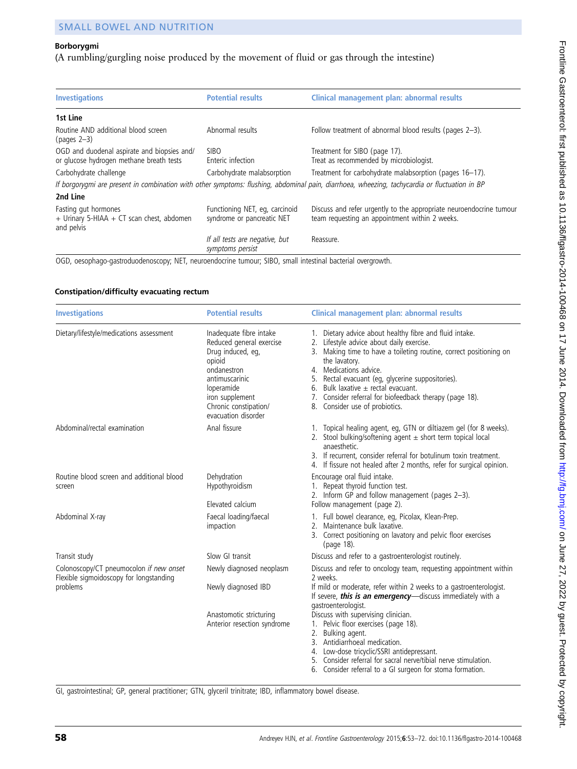## Borborygmi

(A rumbling/gurgling noise produced by the movement of fluid or gas through the intestine)

| Investigations | Potential results | Clinical management plan: abnormal results |
|---|---|---|
| **1st Line** | | |
| Routine AND additional blood screen (pages 2–3) | Abnormal results | Follow treatment of abnormal blood results (pages 2–3). |
| OGD and duodenal aspirate and biopsies and/or glucose hydrogen methane breath tests | SIBO<br>Enteric infection | Treatment for SIBO (page 17).<br>Treat as recommended by microbiologist. |
| Carbohydrate challenge | Carbohydrate malabsorption | Treatment for carbohydrate malabsorption (pages 16–17). |
| *If borgorygmi are present in combination with other symptoms: flushing, abdominal pain, diarrhoea, wheezing, tachycardia or fluctuation in BP* | | |
| **2nd Line** | | |
| Fasting gut hormones<br>+ Urinary 5-HIAA + CT scan chest, abdomen and pelvis | Functioning NET, eg, carcinoid syndrome or pancreatic NET | Discuss and refer urgently to the appropriate neuroendocrine tumour team requesting an appointment within 2 weeks. |
| | *If all tests are negative, but symptoms persist* | Reassure. |

OGD, oesophago-gastroduodenoscopy; NET, neuroendocrine tumour; SIBO, small intestinal bacterial overgrowth.

## Constipation/difficulty evacuating rectum

| Investigations | Potential results | Clinical management plan: abnormal results |
|---|---|---|
| Dietary/lifestyle/medications assessment | Inadequate fibre intake<br>Reduced general exercise<br>Drug induced, eg,<br>opioid<br>ondanestron<br>antimuscarinic<br>loperamide<br>iron supplement<br>Chronic constipation/evacuation disorder | 1. Dietary advice about healthy fibre and fluid intake.<br>2. Lifestyle advice about daily exercise.<br>3. Making time to have a toileting routine, correct positioning on the lavatory.<br>4. Medications advice.<br>5. Rectal evacuant (eg, glycerine suppositories).<br>6. Bulk laxative ± rectal evacuant.<br>7. Consider referral for biofeedback therapy (page 18).<br>8. Consider use of probiotics. |
| Abdominal/rectal examination | Anal fissure | 1. Topical healing agent, eg, GTN or diltiazem gel (for 8 weeks).<br>2. Stool bulking/softening agent ± short term topical local anaesthetic.<br>3. If recurrent, consider referral for botulinum toxin treatment.<br>4. If fissure not healed after 2 months, refer for surgical opinion. |
| Routine blood screen and additional blood screen | Dehydration<br>Hypothyroidism<br><br>Elevated calcium | Encourage oral fluid intake.<br>1. Repeat thyroid function test.<br>2. Inform GP and follow management (pages 2–3).<br>Follow management (page 2). |
| Abdominal X-ray | Faecal loading/faecal impaction | 1. Full bowel clearance, eg, Picolax, Klean-Prep.<br>2. Maintenance bulk laxative.<br>3. Correct positioning on lavatory and pelvic floor exercises (page 18). |
| Transit study | Slow GI transit | Discuss and refer to a gastroenterologist routinely. |
| Colonoscopy/CT pneumocolon *if new onset*<br>Flexible sigmoidoscopy for longstanding problems | Newly diagnosed neoplasm<br><br>Newly diagnosed IBD<br><br><br>Anastomotic stricturing<br>Anterior resection syndrome | Discuss and refer to oncology team, requesting appointment within 2 weeks.<br>If mild or moderate, refer within 2 weeks to a gastroenterologist. If severe, ***this is an emergency***—discuss immediately with a gastroenterologist.<br>Discuss with supervising clinician.<br>1. Pelvic floor exercises (page 18).<br>2. Bulking agent.<br>3. Antidiarrhoeal medication.<br>4. Low-dose tricyclic/SSRI antidepressant.<br>5. Consider referral for sacral nerve/tibial nerve stimulation.<br>6. Consider referral to a GI surgeon for stoma formation. |

GI, gastrointestinal; GP, general practitioner; GTN, glyceril trinitrate; IBD, inflammatory bowel disease.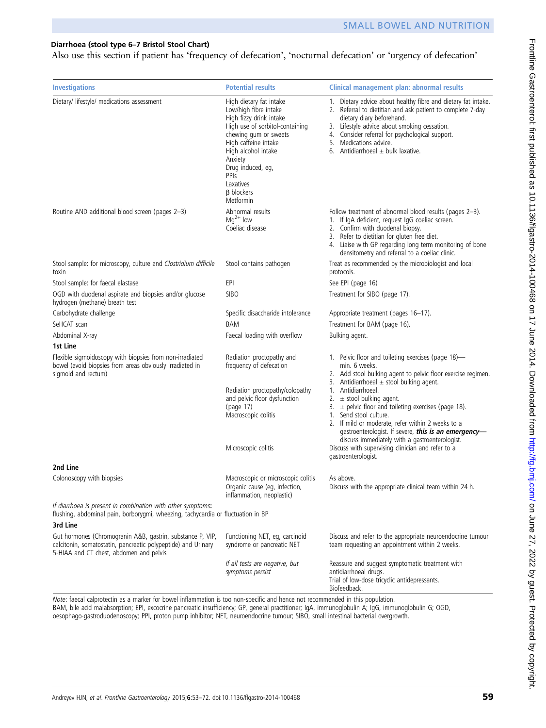### Diarrhoea (stool type 6–7 Bristol Stool Chart)

Also use this section if patient has 'frequency of defecation', 'nocturnal defecation' or 'urgency of defecation'

| Investigations | Potential results | Clinical management plan: abnormal results |
|---|---|---|
| Dietary/ lifestyle/ medications assessment | High dietary fat intake<br>Low/high fibre intake<br>High fizzy drink intake<br>High use of sorbitol-containing chewing gum or sweets<br>High caffeine intake<br>High alcohol intake<br>Anxiety<br>Drug induced, eg,<br>PPIs<br>Laxatives<br>β blockers<br>Metformin | 1. Dietary advice about healthy fibre and dietary fat intake.<br>2. Referral to dietitian and ask patient to complete 7-day dietary diary beforehand.<br>3. Lifestyle advice about smoking cessation.<br>4. Consider referral for psychological support.<br>5. Medications advice.<br>6. Antidiarrhoeal ± bulk laxative. |
| Routine AND additional blood screen (pages 2–3) | Abnormal results<br>$Mg^{2+}$ low<br>Coeliac disease | Follow treatment of abnormal blood results (pages 2–3).<br>1. If IgA deficient, request IgG coeliac screen.<br>2. Confirm with duodenal biopsy.<br>3. Refer to dietitian for gluten free diet.<br>4. Liaise with GP regarding long term monitoring of bone densitometry and referral to a coeliac clinic. |
| Stool sample: for microscopy, culture and *Clostridium difficile* toxin | Stool contains pathogen | Treat as recommended by the microbiologist and local protocols. |
| Stool sample: for faecal elastase | EPI | See EPI (page 16) |
| OGD with duodenal aspirate and biopsies and/or glucose hydrogen (methane) breath test | SIBO | Treatment for SIBO (page 17). |
| Carbohydrate challenge | Specific disaccharide intolerance | Appropriate treatment (pages 16–17). |
| SeHCAT scan | BAM | Treatment for BAM (page 16). |
| Abdominal X-ray | Faecal loading with overflow | Bulking agent. |
| **1st Line** | | |
| Flexible sigmoidoscopy with biopsies from non-irradiated bowel (avoid biopsies from areas obviously irradiated in sigmoid and rectum) | Radiation proctopathy and frequency of defecation | 1. Pelvic floor and toileting exercises (page 18)—min. 6 weeks.<br>2. Add stool bulking agent to pelvic floor exercise regimen.<br>3. Antidiarrhoeal ± stool bulking agent. |
| | Radiation proctopathy/colopathy and pelvic floor dysfunction (page 17) | 1. Antidiarrhoeal.<br>2. ± stool bulking agent.<br>3. ± pelvic floor and toileting exercises (page 18). |
| | Macroscopic colitis | 1. Send stool culture.<br>2. If mild or moderate, refer within 2 weeks to a gastroenterologist. If severe, ***this is an emergency***—discuss immediately with a gastroenterologist. |
| | Microscopic colitis | Discuss with supervising clinician and refer to a gastroenterologist. |
| **2nd Line** | | |
| Colonoscopy with biopsies | Macroscopic or microscopic colitis<br>Organic cause (eg, infection, inflammation, neoplastic) | As above.<br>Discuss with the appropriate clinical team within 24 h. |
| *If diarrhoea is present in combination with other symptoms*: flushing, abdominal pain, borborygmi, wheezing, tachycardia or fluctuation in BP | | |
| **3rd Line** | | |
| Gut hormones (Chromogranin A&B, gastrin, substance P, VIP, calcitonin, somatostatin, pancreatic polypeptide) and Urinary 5-HIAA and CT chest, abdomen and pelvis | Functioning NET, eg, carcinoid syndrome or pancreatic NET | Discuss and refer to the appropriate neuroendocrine tumour team requesting an appointment within 2 weeks. |
| | *If all tests are negative, but symptoms persist* | Reassure and suggest symptomatic treatment with antidiarrhoeal drugs.<br>Trial of low-dose tricyclic antidepressants.<br>Biofeedback. |

*Note*: faecal calprotectin as a marker for bowel inflammation is too non-specific and hence not recommended in this population.
BAM, bile acid malabsorption; EPI, excocrine pancreatic insufficiency; GP, general practitioner; IgA, immunoglobulin A; IgG, immunoglobulin G; OGD, oesophago-gastroduodenoscopy; PPI, proton pump inhibitor; NET, neuroendocrine tumour; SIBO, small intestinal bacterial overgrowth.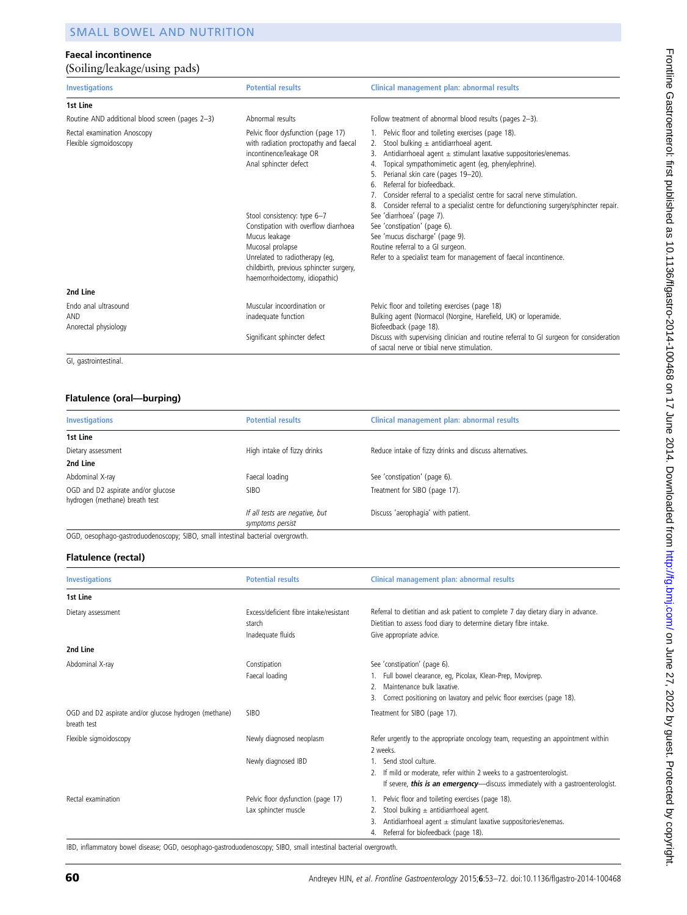## Faecal incontinence

(Soiling/leakage/using pads)

| Investigations | Potential results | Clinical management plan: abnormal results |
|---|---|---|
| **1st Line** | | |
| Routine AND additional blood screen (pages 2–3) | Abnormal results | Follow treatment of abnormal blood results (pages 2–3). |
| Rectal examination Anoscopy<br>Flexible sigmoidoscopy | Pelvic floor dysfunction (page 17) with radiation proctopathy and faecal incontinence/leakage OR<br>Anal sphincter defect | 1. Pelvic floor and toileting exercises (page 18).<br>2. Stool bulking ± antidiarrhoeal agent.<br>3. Antidiarrhoeal agent ± stimulant laxative suppositories/enemas.<br>4. Topical sympathomimetic agent (eg, phenylephrine).<br>5. Perianal skin care (pages 19–20).<br>6. Referral for biofeedback.<br>7. Consider referral to a specialist centre for sacral nerve stimulation.<br>8. Consider referral to a specialist centre for defunctioning surgery/sphincter repair. |
| | Stool consistency: type 6–7 | See 'diarrhoea' (page 7). |
| | Constipation with overflow diarrhoea | See 'constipation' (page 6). |
| | Mucus leakage | See 'mucus discharge' (page 9). |
| | Mucosal prolapse | Routine referral to a GI surgeon. |
| | Unrelated to radiotherapy (eg, childbirth, previous sphincter surgery, haemorrhoidectomy, idiopathic) | Refer to a specialist team for management of faecal incontinence. |
| **2nd Line** | | |
| Endo anal ultrasound<br>AND<br>Anorectal physiology | Muscular incoordination or inadequate function | Pelvic floor and toileting exercises (page 18)<br>Bulking agent (Normacol (Norgine, Harefield, UK) or loperamide.<br>Biofeedback (page 18). |
| | Significant sphincter defect | Discuss with supervising clinician and routine referral to GI surgeon for consideration of sacral nerve or tibial nerve stimulation. |

GI, gastrointestinal.

## Flatulence (oral—burping)

| Investigations | Potential results | Clinical management plan: abnormal results |
|---|---|---|
| **1st Line** | | |
| Dietary assessment | High intake of fizzy drinks | Reduce intake of fizzy drinks and discuss alternatives. |
| **2nd Line** | | |
| Abdominal X-ray | Faecal loading | See 'constipation' (page 6). |
| OGD and D2 aspirate and/or glucose hydrogen (methane) breath test | SIBO | Treatment for SIBO (page 17). |
| | *If all tests are negative, but symptoms persist* | Discuss 'aerophagia' with patient. |

OGD, oesophago-gastroduodenoscopy; SIBO, small intestinal bacterial overgrowth.

## Flatulence (rectal)

| Investigations | Potential results | Clinical management plan: abnormal results |
|---|---|---|
| **1st Line** | | |
| Dietary assessment | Excess/deficient fibre intake/resistant starch<br>Inadequate fluids | Referral to dietitian and ask patient to complete 7 day dietary diary in advance.<br>Dietitian to assess food diary to determine dietary fibre intake.<br>Give appropriate advice. |
| **2nd Line** | | |
| Abdominal X-ray | Constipation | See 'constipation' (page 6). |
| | Faecal loading | 1. Full bowel clearance, eg, Picolax, Klean-Prep, Moviprep.<br>2. Maintenance bulk laxative.<br>3. Correct positioning on lavatory and pelvic floor exercises (page 18). |
| OGD and D2 aspirate and/or glucose hydrogen (methane) breath test | SIBO | Treatment for SIBO (page 17). |
| Flexible sigmoidoscopy | Newly diagnosed neoplasm | Refer urgently to the appropriate oncology team, requesting an appointment within 2 weeks. |
| | Newly diagnosed IBD | 1. Send stool culture.<br>2. If mild or moderate, refer within 2 weeks to a gastroenterologist.<br>If severe, ***this is an emergency***—discuss immediately with a gastroenterologist. |
| Rectal examination | Pelvic floor dysfunction (page 17)<br>Lax sphincter muscle | 1. Pelvic floor and toileting exercises (page 18).<br>2. Stool bulking ± antidiarrhoeal agent.<br>3. Antidiarrhoeal agent ± stimulant laxative suppositories/enemas.<br>4. Referral for biofeedback (page 18). |

IBD, inflammatory bowel disease; OGD, oesophago-gastroduodenoscopy; SIBO, small intestinal bacterial overgrowth.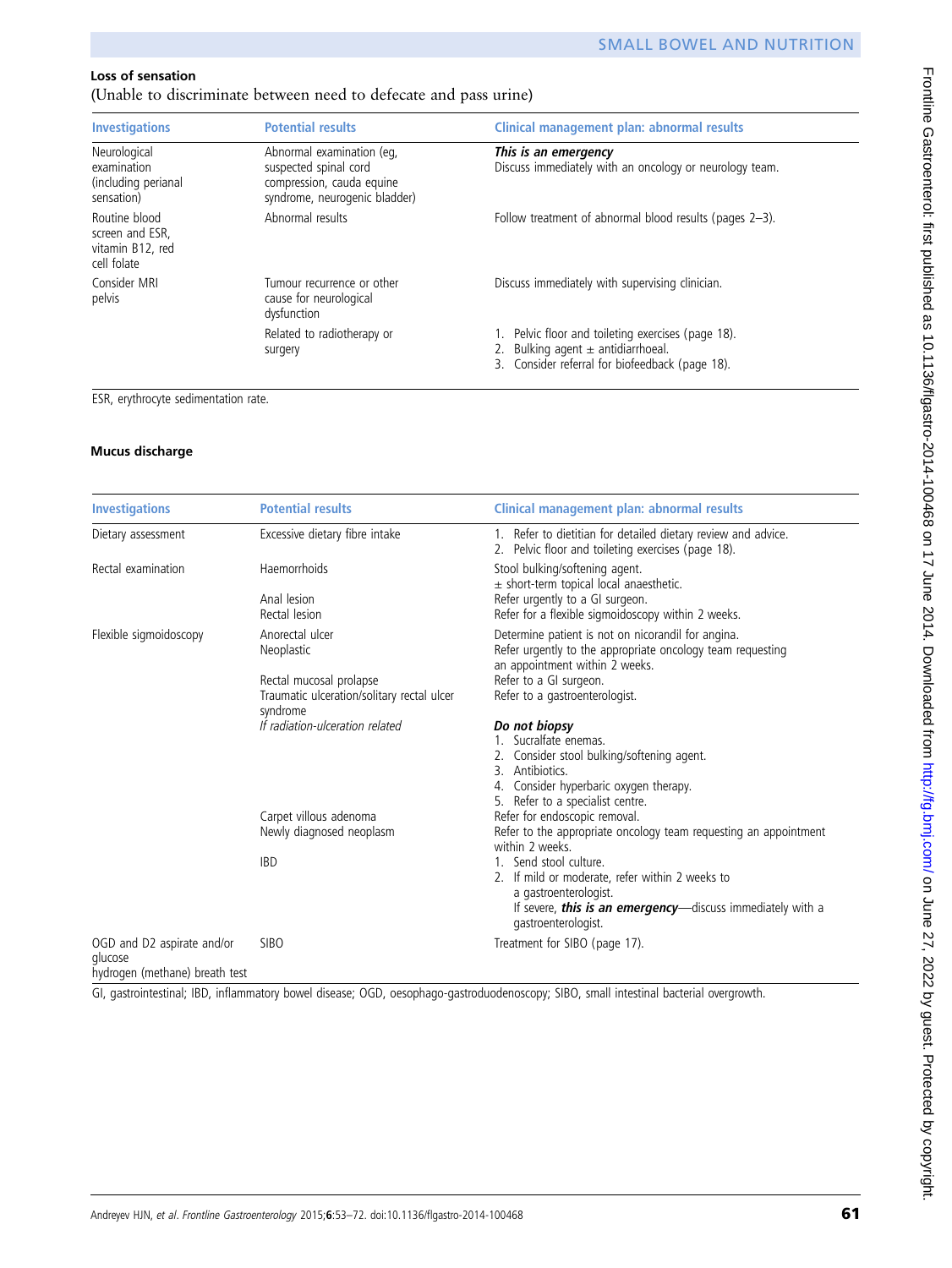### Loss of sensation

(Unable to discriminate between need to defecate and pass urine)

| Investigations | Potential results | Clinical management plan: abnormal results |
|---|---|---|
| Neurological examination (including perianal sensation) | Abnormal examination (eg, suspected spinal cord compression, cauda equine syndrome, neurogenic bladder) | ***This is an emergency*** Discuss immediately with an oncology or neurology team. |
| Routine blood screen and ESR, vitamin B12, red cell folate | Abnormal results | Follow treatment of abnormal blood results (pages 2–3). |
| Consider MRI pelvis | Tumour recurrence or other cause for neurological dysfunction | Discuss immediately with supervising clinician. |
| | Related to radiotherapy or surgery | 1. Pelvic floor and toileting exercises (page 18). 2. Bulking agent ± antidiarrhoeal. 3. Consider referral for biofeedback (page 18). |

ESR, erythrocyte sedimentation rate.

### Mucus discharge

| Investigations | Potential results | Clinical management plan: abnormal results |
|---|---|---|
| Dietary assessment | Excessive dietary fibre intake | 1. Refer to dietitian for detailed dietary review and advice. 2. Pelvic floor and toileting exercises (page 18). |
| Rectal examination | Haemorrhoids | Stool bulking/softening agent. ± short-term topical local anaesthetic. |
| | Anal lesion | Refer urgently to a GI surgeon. |
| | Rectal lesion | Refer for a flexible sigmoidoscopy within 2 weeks. |
| Flexible sigmoidoscopy | Anorectal ulcer | Determine patient is not on nicorandil for angina. |
| | Neoplastic | Refer urgently to the appropriate oncology team requesting an appointment within 2 weeks. |
| | Rectal mucosal prolapse | Refer to a GI surgeon. |
| | Traumatic ulceration/solitary rectal ulcer syndrome | Refer to a gastroenterologist. |
| | *If radiation-ulceration related* | ***Do not biopsy*** 1. Sucralfate enemas. 2. Consider stool bulking/softening agent. 3. Antibiotics. 4. Consider hyperbaric oxygen therapy. 5. Refer to a specialist centre. |
| | Carpet villous adenoma | Refer for endoscopic removal. |
| | Newly diagnosed neoplasm | Refer to the appropriate oncology team requesting an appointment within 2 weeks. |
| | IBD | 1. Send stool culture. 2. If mild or moderate, refer within 2 weeks to a gastroenterologist. If severe, ***this is an emergency***—discuss immediately with a gastroenterologist. |
| OGD and D2 aspirate and/or glucose hydrogen (methane) breath test | SIBO | Treatment for SIBO (page 17). |

GI, gastrointestinal; IBD, inflammatory bowel disease; OGD, oesophago-gastroduodenoscopy; SIBO, small intestinal bacterial overgrowth.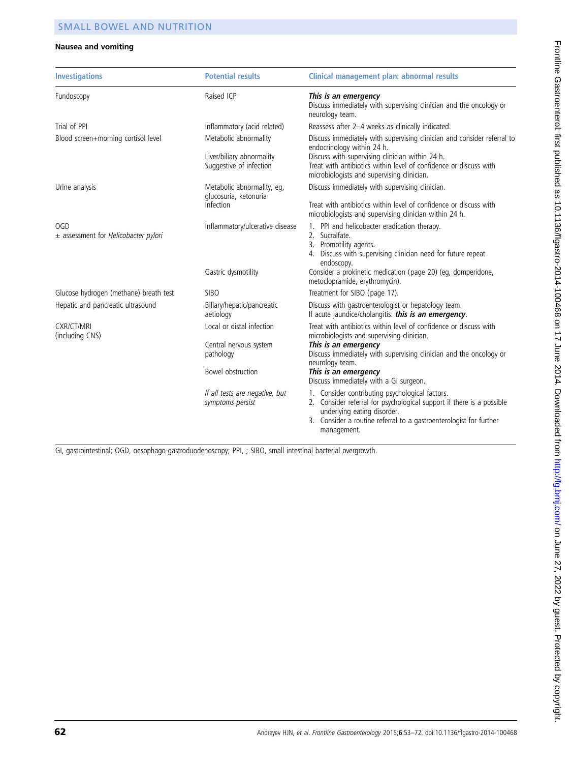### Nausea and vomiting

| Investigations | Potential results | Clinical management plan: abnormal results |
|---|---|---|
| Fundoscopy | Raised ICP | ***This is an emergency*** Discuss immediately with supervising clinician and the oncology or neurology team. |
| Trial of PPI | Inflammatory (acid related) | Reassess after 2–4 weeks as clinically indicated. |
| Blood screen+morning cortisol level | Metabolic abnormality | Discuss immediately with supervising clinician and consider referral to endocrinology within 24 h. |
| | Liver/biliary abnormality | Discuss with supervising clinician within 24 h. |
| | Suggestive of infection | Treat with antibiotics within level of confidence or discuss with microbiologists and supervising clinician. |
| Urine analysis | Metabolic abnormality, eg, glucosuria, ketonuria | Discuss immediately with supervising clinician. |
| | Infection | Treat with antibiotics within level of confidence or discuss with microbiologists and supervising clinician within 24 h. |
| OGD ± assessment for *Helicobacter pylori* | Inflammatory/ulcerative disease | 1. PPI and helicobacter eradication therapy. 2. Sucralfate. 3. Promotility agents. 4. Discuss with supervising clinician need for future repeat endoscopy. |
| | Gastric dysmotility | Consider a prokinetic medication (page 20) (eg, domperidone, metoclopramide, erythromycin). |
| Glucose hydrogen (methane) breath test | SIBO | Treatment for SIBO (page 17). |
| Hepatic and pancreatic ultrasound | Biliary/hepatic/pancreatic aetiology | Discuss with gastroenterologist or hepatology team. If acute jaundice/cholangitis: ***this is an emergency***. |
| CXR/CT/MRI (including CNS) | Local or distal infection | Treat with antibiotics within level of confidence or discuss with microbiologists and supervising clinician. |
| | Central nervous system pathology | ***This is an emergency*** Discuss immediately with supervising clinician and the oncology or neurology team. |
| | Bowel obstruction | ***This is an emergency*** Discuss immediately with a GI surgeon. |
| | *If all tests are negative, but symptoms persist* | 1. Consider contributing psychological factors. 2. Consider referral for psychological support if there is a possible underlying eating disorder. 3. Consider a routine referral to a gastroenterologist for further management. |

GI, gastrointestinal; OGD, oesophago-gastroduodenoscopy; PPI, ; SIBO, small intestinal bacterial overgrowth.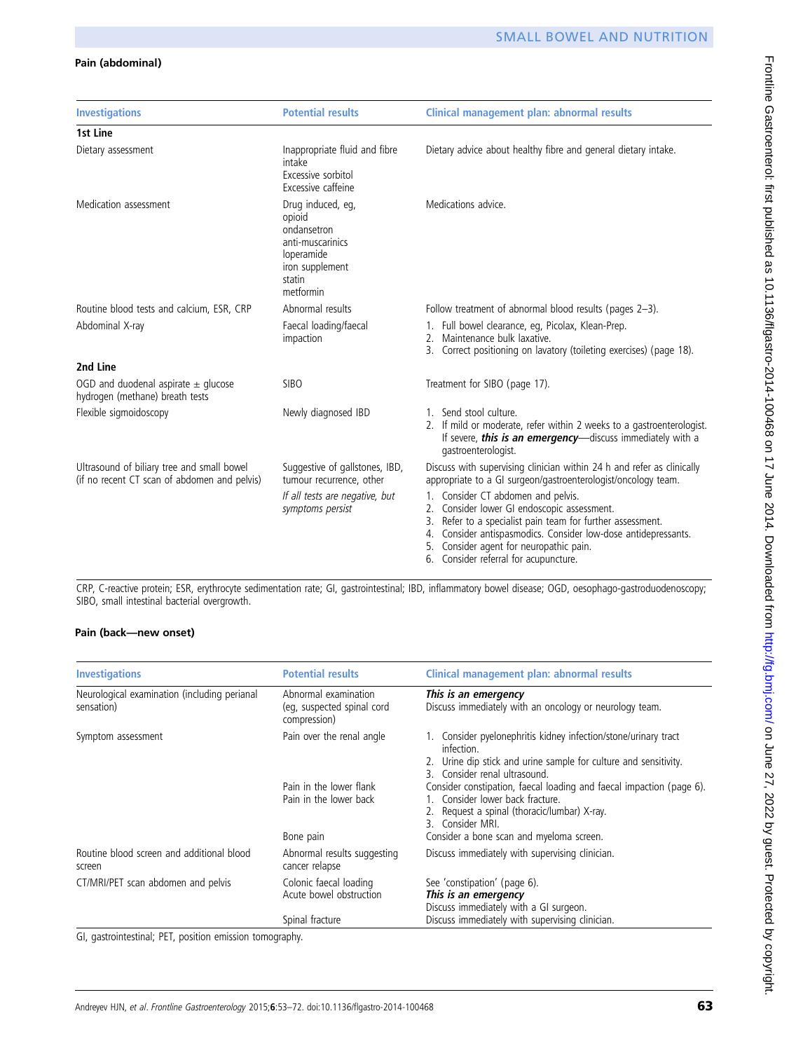### Pain (abdominal)

| Investigations | Potential results | Clinical management plan: abnormal results |
|---|---|---|
| **1st Line** | | |
| Dietary assessment | Inappropriate fluid and fibre intake<br>Excessive sorbitol<br>Excessive caffeine | Dietary advice about healthy fibre and general dietary intake. |
| Medication assessment | Drug induced, eg,<br>opioid<br>ondansetron<br>anti-muscarinics<br>loperamide<br>iron supplement<br>statin<br>metformin | Medications advice. |
| Routine blood tests and calcium, ESR, CRP | Abnormal results | Follow treatment of abnormal blood results (pages 2–3). |
| Abdominal X-ray | Faecal loading/faecal impaction | 1. Full bowel clearance, eg, Picolax, Klean-Prep.<br>2. Maintenance bulk laxative.<br>3. Correct positioning on lavatory (toileting exercises) (page 18). |
| **2nd Line** | | |
| OGD and duodenal aspirate ± glucose hydrogen (methane) breath tests | SIBO | Treatment for SIBO (page 17). |
| Flexible sigmoidoscopy | Newly diagnosed IBD | 1. Send stool culture.<br>2. If mild or moderate, refer within 2 weeks to a gastroenterologist. If severe, ***this is an emergency***—discuss immediately with a gastroenterologist. |
| Ultrasound of biliary tree and small bowel (if no recent CT scan of abdomen and pelvis) | Suggestive of gallstones, IBD, tumour recurrence, other | Discuss with supervising clinician within 24 h and refer as clinically appropriate to a GI surgeon/gastroenterologist/oncology team. |
| | *If all tests are negative, but symptoms persist* | 1. Consider CT abdomen and pelvis.<br>2. Consider lower GI endoscopic assessment.<br>3. Refer to a specialist pain team for further assessment.<br>4. Consider antispasmodics. Consider low-dose antidepressants.<br>5. Consider agent for neuropathic pain.<br>6. Consider referral for acupuncture. |

CRP, C-reactive protein; ESR, erythrocyte sedimentation rate; GI, gastrointestinal; IBD, inflammatory bowel disease; OGD, oesophago-gastroduodenoscopy; SIBO, small intestinal bacterial overgrowth.

### Pain (back—new onset)

| Investigations | Potential results | Clinical management plan: abnormal results |
|---|---|---|
| Neurological examination (including perianal sensation) | Abnormal examination (eg, suspected spinal cord compression) | ***This is an emergency***<br>Discuss immediately with an oncology or neurology team. |
| Symptom assessment | Pain over the renal angle | 1. Consider pyelonephritis kidney infection/stone/urinary tract infection.<br>2. Urine dip stick and urine sample for culture and sensitivity.<br>3. Consider renal ultrasound. |
| | Pain in the lower flank<br>Pain in the lower back | Consider constipation, faecal loading and faecal impaction (page 6).<br>1. Consider lower back fracture.<br>2. Request a spinal (thoracic/lumbar) X-ray.<br>3. Consider MRI. |
| | Bone pain | Consider a bone scan and myeloma screen. |
| Routine blood screen and additional blood screen | Abnormal results suggesting cancer relapse | Discuss immediately with supervising clinician. |
| CT/MRI/PET scan abdomen and pelvis | Colonic faecal loading<br>Acute bowel obstruction | See 'constipation' (page 6).<br>***This is an emergency***<br>Discuss immediately with a GI surgeon. |
| | Spinal fracture | Discuss immediately with supervising clinician. |

GI, gastrointestinal; PET, position emission tomography.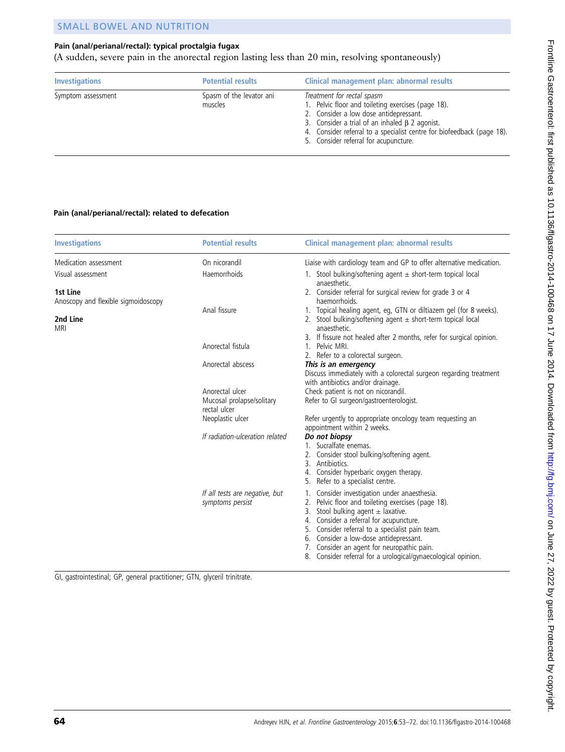### Pain (anal/perianal/rectal): typical proctalgia fugax

(A sudden, severe pain in the anorectal region lasting less than 20 min, resolving spontaneously)

| Investigations | Potential results | Clinical management plan: abnormal results |
|---|---|---|
| Symptom assessment | Spasm of the levator ani muscles | *Treatment for rectal spasm*<br>1. Pelvic floor and toileting exercises (page 18).<br>2. Consider a low dose antidepressant.<br>3. Consider a trial of an inhaled β 2 agonist.<br>4. Consider referral to a specialist centre for biofeedback (page 18).<br>5. Consider referral for acupuncture. |

### Pain (anal/perianal/rectal): related to defecation

| Investigations | Potential results | Clinical management plan: abnormal results |
|---|---|---|
| Medication assessment | On nicorandil | Liaise with cardiology team and GP to offer alternative medication. |
| Visual assessment<br><br>**1st Line**<br>Anoscopy and flexible sigmoidoscopy<br><br>**2nd Line**<br>MRI | Haemorrhoids | 1. Stool bulking/softening agent ± short-term topical local anaesthetic.<br>2. Consider referral for surgical review for grade 3 or 4 haemorrhoids. |
| | Anal fissure | 1. Topical healing agent, eg, GTN or diltiazem gel (for 8 weeks).<br>2. Stool bulking/softening agent ± short-term topical local anaesthetic.<br>3. If fissure not healed after 2 months, refer for surgical opinion. |
| | Anorectal fistula | 1. Pelvic MRI.<br>2. Refer to a colorectal surgeon. |
| | Anorectal abscess | ***This is an emergency***<br>Discuss immediately with a colorectal surgeon regarding treatment with antibiotics and/or drainage. |
| | Anorectal ulcer | Check patient is not on nicorandil. |
| | Mucosal prolapse/solitary rectal ulcer | Refer to GI surgeon/gastroenterologist. |
| | Neoplastic ulcer | Refer urgently to appropriate oncology team requesting an appointment within 2 weeks. |
| | *If radiation-ulceration related* | ***Do not biopsy***<br>1. Sucralfate enemas.<br>2. Consider stool bulking/softening agent.<br>3. Antibiotics.<br>4. Consider hyperbaric oxygen therapy.<br>5. Refer to a specialist centre. |
| | *If all tests are negative, but symptoms persist* | 1. Consider investigation under anaesthesia.<br>2. Pelvic floor and toileting exercises (page 18).<br>3. Stool bulking agent ± laxative.<br>4. Consider a referral for acupuncture.<br>5. Consider referral to a specialist pain team.<br>6. Consider a low-dose antidepressant.<br>7. Consider an agent for neuropathic pain.<br>8. Consider referral for a urological/gynaecological opinion. |

GI, gastrointestinal; GP, general practitioner; GTN, glyceril trinitrate.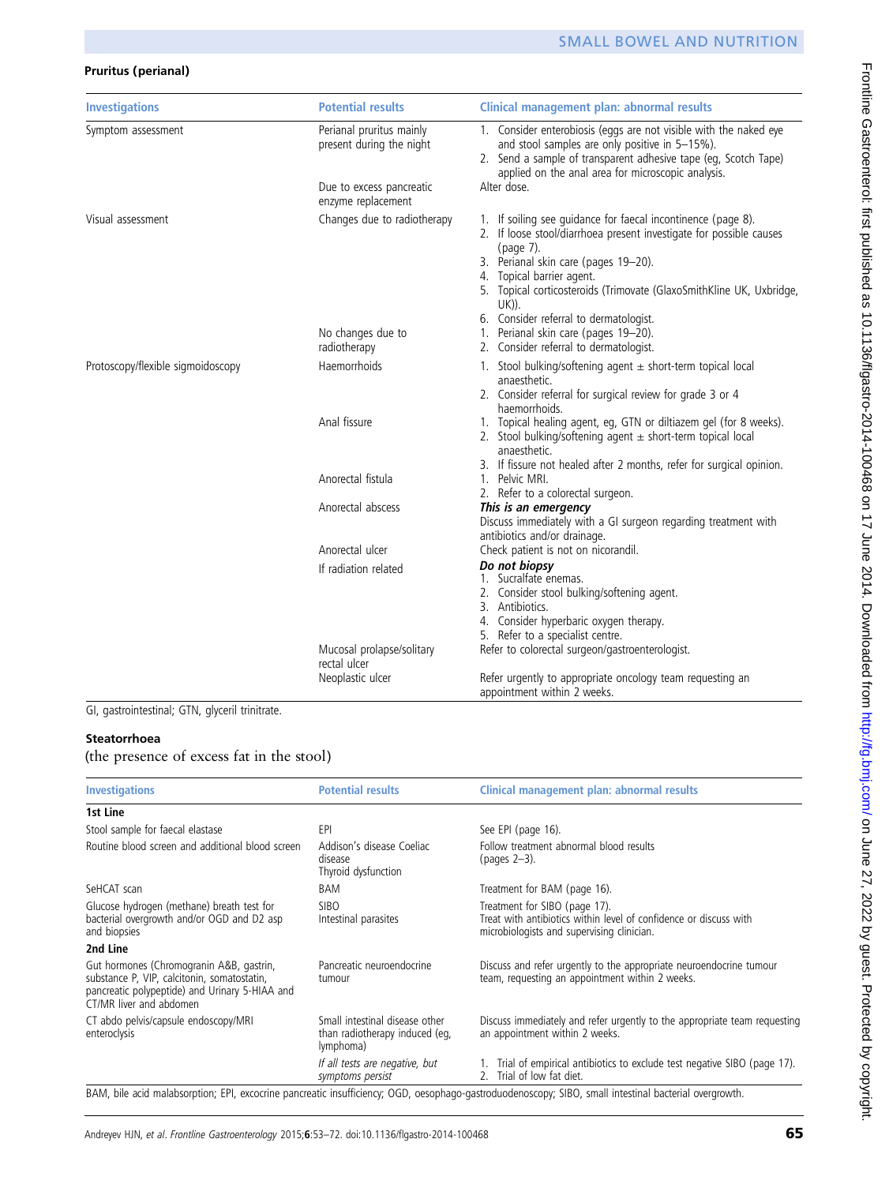**Pruritus (perianal)**

| Investigations | Potential results | Clinical management plan: abnormal results |
|---|---|---|
| Symptom assessment | Perianal pruritus mainly present during the night | 1. Consider enterobiosis (eggs are not visible with the naked eye and stool samples are only positive in 5–15%).<br>2. Send a sample of transparent adhesive tape (eg, Scotch Tape) applied on the anal area for microscopic analysis. |
| | Due to excess pancreatic enzyme replacement | Alter dose. |
| Visual assessment | Changes due to radiotherapy | 1. If soiling see guidance for faecal incontinence (page 8).<br>2. If loose stool/diarrhoea present investigate for possible causes (page 7).<br>3. Perianal skin care (pages 19–20).<br>4. Topical barrier agent.<br>5. Topical corticosteroids (Trimovate (GlaxoSmithKline UK, Uxbridge, UK)).<br>6. Consider referral to dermatologist. |
| | No changes due to radiotherapy | 1. Perianal skin care (pages 19–20).<br>2. Consider referral to dermatologist. |
| Protoscopy/flexible sigmoidoscopy | Haemorrhoids | 1. Stool bulking/softening agent ± short-term topical local anaesthetic.<br>2. Consider referral for surgical review for grade 3 or 4 haemorrhoids. |
| | Anal fissure | 1. Topical healing agent, eg, GTN or diltiazem gel (for 8 weeks).<br>2. Stool bulking/softening agent ± short-term topical local anaesthetic.<br>3. If fissure not healed after 2 months, refer for surgical opinion. |
| | Anorectal fistula | 1. Pelvic MRI.<br>2. Refer to a colorectal surgeon. |
| | Anorectal abscess | ***This is an emergency***<br>Discuss immediately with a GI surgeon regarding treatment with antibiotics and/or drainage. |
| | Anorectal ulcer | Check patient is not on nicorandil. |
| | If radiation related | ***Do not biopsy***<br>1. Sucralfate enemas.<br>2. Consider stool bulking/softening agent.<br>3. Antibiotics.<br>4. Consider hyperbaric oxygen therapy.<br>5. Refer to a specialist centre. |
| | Mucosal prolapse/solitary rectal ulcer | Refer to colorectal surgeon/gastroenterologist. |
| | Neoplastic ulcer | Refer urgently to appropriate oncology team requesting an appointment within 2 weeks. |

GI, gastrointestinal; GTN, glyceril trinitrate.

**Steatorrhoea**

(the presence of excess fat in the stool)

| Investigations | Potential results | Clinical management plan: abnormal results |
|---|---|---|
| **1st Line** | | |
| Stool sample for faecal elastase | EPI | See EPI (page 16). |
| Routine blood screen and additional blood screen | Addison's disease Coeliac disease<br>Thyroid dysfunction | Follow treatment abnormal blood results (pages 2–3). |
| SeHCAT scan | BAM | Treatment for BAM (page 16). |
| Glucose hydrogen (methane) breath test for bacterial overgrowth and/or OGD and D2 asp and biopsies | SIBO<br>Intestinal parasites | Treatment for SIBO (page 17).<br>Treat with antibiotics within level of confidence or discuss with microbiologists and supervising clinician. |
| **2nd Line** | | |
| Gut hormones (Chromogranin A&B, gastrin, substance P, VIP, calcitonin, somatostatin, pancreatic polypeptide) and Urinary 5-HIAA and CT/MR liver and abdomen | Pancreatic neuroendocrine tumour | Discuss and refer urgently to the appropriate neuroendocrine tumour team, requesting an appointment within 2 weeks. |
| CT abdo pelvis/capsule endoscopy/MRI enteroclysis | Small intestinal disease other than radiotherapy induced (eg, lymphoma) | Discuss immediately and refer urgently to the appropriate team requesting an appointment within 2 weeks. |
| | *If all tests are negative, but symptoms persist* | 1. Trial of empirical antibiotics to exclude test negative SIBO (page 17).<br>2. Trial of low fat diet. |

BAM, bile acid malabsorption; EPI, excocrine pancreatic insufficiency; OGD, oesophago-gastroduodenoscopy; SIBO, small intestinal bacterial overgrowth.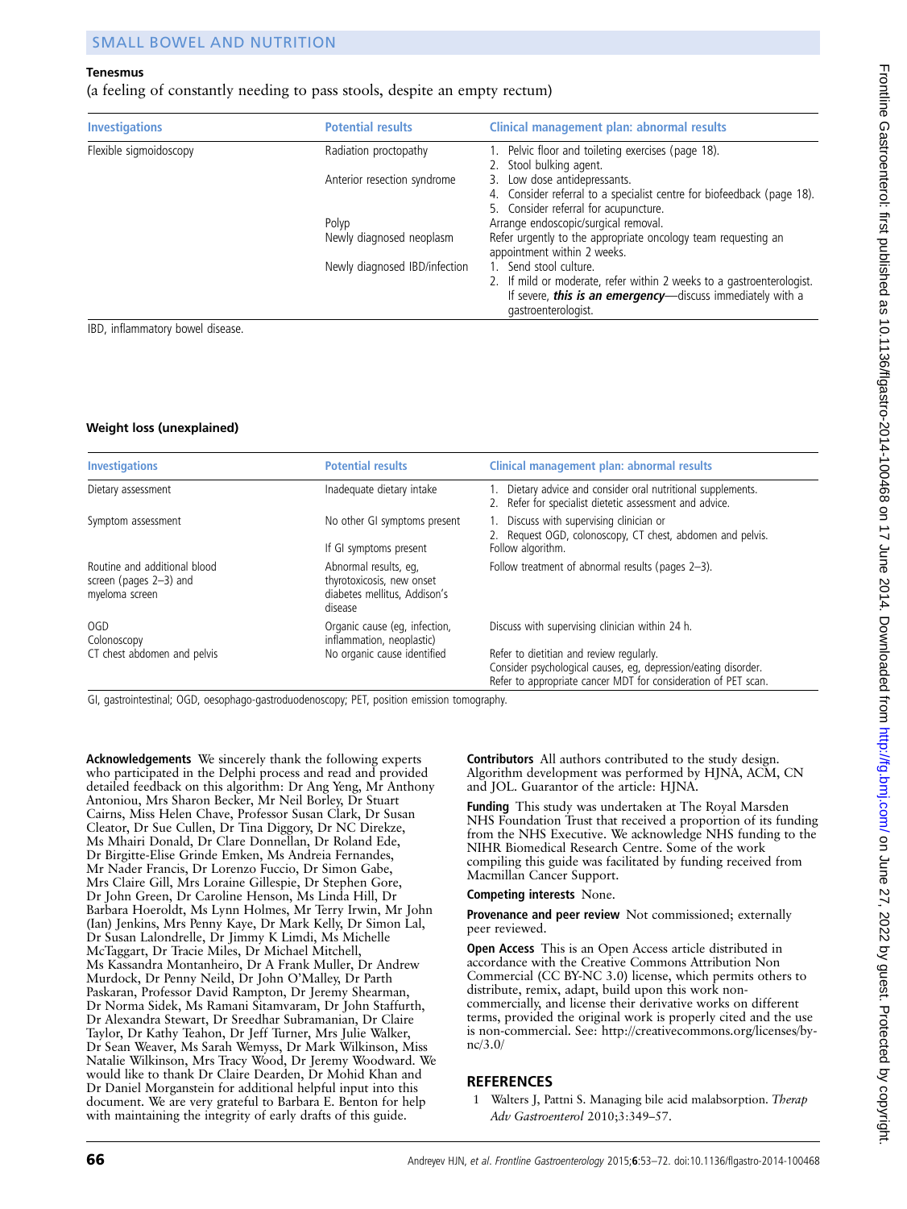**Tenesmus**

(a feeling of constantly needing to pass stools, despite an empty rectum)

| Investigations | Potential results | Clinical management plan: abnormal results |
|---|---|---|
| Flexible sigmoidoscopy | Radiation proctopathy<br>Anterior resection syndrome | 1. Pelvic floor and toileting exercises (page 18).<br>2. Stool bulking agent.<br>3. Low dose antidepressants.<br>4. Consider referral to a specialist centre for biofeedback (page 18).<br>5. Consider referral for acupuncture. |
| | Polyp | Arrange endoscopic/surgical removal. |
| | Newly diagnosed neoplasm | Refer urgently to the appropriate oncology team requesting an appointment within 2 weeks. |
| | Newly diagnosed IBD/infection | 1. Send stool culture.<br>2. If mild or moderate, refer within 2 weeks to a gastroenterologist. If severe, ***this is an emergency***—discuss immediately with a gastroenterologist. |

IBD, inflammatory bowel disease.

**Weight loss (unexplained)**

| Investigations | Potential results | Clinical management plan: abnormal results |
|---|---|---|
| Dietary assessment | Inadequate dietary intake | 1. Dietary advice and consider oral nutritional supplements.<br>2. Refer for specialist dietetic assessment and advice. |
| Symptom assessment | No other GI symptoms present | 1. Discuss with supervising clinician or<br>2. Request OGD, colonoscopy, CT chest, abdomen and pelvis. |
| | If GI symptoms present | Follow algorithm. |
| Routine and additional blood screen (pages 2–3) and myeloma screen | Abnormal results, eg, thyrotoxicosis, new onset diabetes mellitus, Addison's disease | Follow treatment of abnormal results (pages 2–3). |
| OGD<br>Colonoscopy | Organic cause (eg, infection, inflammation, neoplastic) | Discuss with supervising clinician within 24 h. |
| CT chest abdomen and pelvis | No organic cause identified | Refer to dietitian and review regularly.<br>Consider psychological causes, eg, depression/eating disorder.<br>Refer to appropriate cancer MDT for consideration of PET scan. |

GI, gastrointestinal; OGD, oesophago-gastroduodenoscopy; PET, position emission tomography.

**Acknowledgements** We sincerely thank the following experts who participated in the Delphi process and read and provided detailed feedback on this algorithm: Dr Ang Yeng, Mr Anthony Antoniou, Mrs Sharon Becker, Mr Neil Borley, Dr Stuart Cairns, Miss Helen Chave, Professor Susan Clark, Dr Susan Cleator, Dr Sue Cullen, Dr Tina Diggory, Dr NC Direkze, Ms Mhairi Donald, Dr Clare Donnellan, Dr Roland Ede, Dr Birgitte-Elise Grinde Emken, Ms Andreia Fernandes, Mr Nader Francis, Dr Lorenzo Fuccio, Dr Simon Gabe, Mrs Claire Gill, Mrs Loraine Gillespie, Dr Stephen Gore, Dr John Green, Dr Caroline Henson, Ms Linda Hill, Dr Barbara Hoeroldt, Ms Lynn Holmes, Mr Terry Irwin, Mr John (Ian) Jenkins, Mrs Penny Kaye, Dr Mark Kelly, Dr Simon Lal, Dr Susan Lalondrelle, Dr Jimmy K Limdi, Ms Michelle McTaggart, Dr Tracie Miles, Dr Michael Mitchell, Ms Kassandra Montanheiro, Dr A Frank Muller, Dr Andrew Murdock, Dr Penny Neild, Dr John O'Malley, Dr Parth Paskaran, Professor David Rampton, Dr Jeremy Shearman, Dr Norma Sidek, Ms Ramani Sitamvaram, Dr John Staffurth, Dr Alexandra Stewart, Dr Sreedhar Subramanian, Dr Claire Taylor, Dr Kathy Teahon, Dr Jeff Turner, Mrs Julie Walker, Dr Sean Weaver, Ms Sarah Wemyss, Dr Mark Wilkinson, Miss Natalie Wilkinson, Mrs Tracy Wood, Dr Jeremy Woodward. We would like to thank Dr Claire Dearden, Dr Mohid Khan and Dr Daniel Morganstein for additional helpful input into this document. We are very grateful to Barbara E. Benton for help with maintaining the integrity of early drafts of this guide.

**Contributors** All authors contributed to the study design. Algorithm development was performed by HJNA, ACM, CN and JOL. Guarantor of the article: HJNA.

**Funding** This study was undertaken at The Royal Marsden NHS Foundation Trust that received a proportion of its funding from the NHS Executive. We acknowledge NHS funding to the NIHR Biomedical Research Centre. Some of the work compiling this guide was facilitated by funding received from Macmillan Cancer Support.

**Competing interests** None.

**Provenance and peer review** Not commissioned; externally peer reviewed.

**Open Access** This is an Open Access article distributed in accordance with the Creative Commons Attribution Non Commercial (CC BY-NC 3.0) license, which permits others to distribute, remix, adapt, build upon this work non-commercially, and license their derivative works on different terms, provided the original work is properly cited and the use is non-commercial. See: http://creativecommons.org/licenses/by-nc/3.0/

## REFERENCES

1 Walters J, Pattni S. Managing bile acid malabsorption. *Therap Adv Gastroenterol* 2010;3:349–57.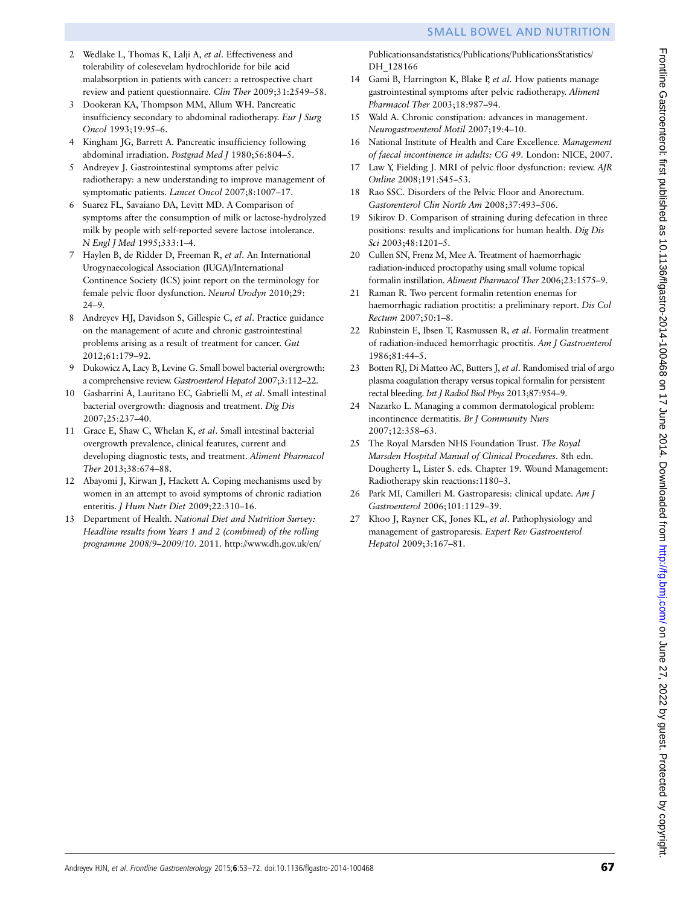2. Wedlake L, Thomas K, Lalji A, *et al*. Effectiveness and tolerability of colesevelam hydrochloride for bile acid malabsorption in patients with cancer: a retrospective chart review and patient questionnaire. *Clin Ther* 2009;31:2549–58.
3. Dookeran KA, Thompson MM, Allum WH. Pancreatic insufficiency secondary to abdominal radiotherapy. *Eur J Surg Oncol* 1993;19:95–6.
4. Kingham JG, Barrett A. Pancreatic insufficiency following abdominal irradiation. *Postgrad Med J* 1980;56:804–5.
5. Andreyev J. Gastrointestinal symptoms after pelvic radiotherapy: a new understanding to improve management of symptomatic patients. *Lancet Oncol* 2007;8:1007–17.
6. Suarez FL, Savaiano DA, Levitt MD. A Comparison of symptoms after the consumption of milk or lactose-hydrolyzed milk by people with self-reported severe lactose intolerance. *N Engl J Med* 1995;333:1–4.
7. Haylen B, de Ridder D, Freeman R, *et al*. An International Urogynaecological Association (IUGA)/International Continence Society (ICS) joint report on the terminology for female pelvic floor dysfunction. *Neurol Urodyn* 2010;29:24–9.
8. Andreyev HJ, Davidson S, Gillespie C, *et al*. Practice guidance on the management of acute and chronic gastrointestinal problems arising as a result of treatment for cancer. *Gut* 2012;61:179–92.
9. Dukowicz A, Lacy B, Levine G. Small bowel bacterial overgrowth: a comprehensive review. *Gastroenterol Hepatol* 2007;3:112–22.
10. Gasbarrini A, Lauritano EC, Gabrielli M, *et al*. Small intestinal bacterial overgrowth: diagnosis and treatment. *Dig Dis* 2007;25:237–40.
11. Grace E, Shaw C, Whelan K, *et al*. Small intestinal bacterial overgrowth prevalence, clinical features, current and developing diagnostic tests, and treatment. *Aliment Pharmacol Ther* 2013;38:674–88.
12. Abayomi J, Kirwan J, Hackett A. Coping mechanisms used by women in an attempt to avoid symptoms of chronic radiation enteritis. *J Hum Nutr Diet* 2009;22:310–16.
13. Department of Health. *National Diet and Nutrition Survey: Headline results from Years 1 and 2 (combined) of the rolling programme 2008/9–2009/10*. 2011. http://www.dh.gov.uk/en/Publicationsandstatistics/Publications/PublicationsStatistics/DH_128166
14. Gami B, Harrington K, Blake P, *et al*. How patients manage gastrointestinal symptoms after pelvic radiotherapy. *Aliment Pharmacol Ther* 2003;18:987–94.
15. Wald A. Chronic constipation: advances in management. *Neurogastroenterol Motil* 2007;19:4–10.
16. National Institute of Health and Care Excellence. *Management of faecal incontinence in adults: CG 49*. London: NICE, 2007.
17. Law Y, Fielding J. MRI of pelvic floor dysfunction: review. *AJR Online* 2008;191:S45–53.
18. Rao SSC. Disorders of the Pelvic Floor and Anorectum. *Gastorenterol Clin North Am* 2008;37:493–506.
19. Sikirov D. Comparison of straining during defecation in three positions: results and implications for human health. *Dig Dis Sci* 2003;48:1201–5.
20. Cullen SN, Frenz M, Mee A. Treatment of haemorrhagic radiation-induced proctopathy using small volume topical formalin instillation. *Aliment Pharmacol Ther* 2006;23:1575–9.
21. Raman R. Two percent formalin retention enemas for haemorrhagic radiation proctitis: a preliminary report. *Dis Col Rectum* 2007;50:1–8.
22. Rubinstein E, Ibsen T, Rasmussen R, *et al*. Formalin treatment of radiation-induced hemorrhagic proctitis. *Am J Gastroenterol* 1986;81:44–5.
23. Botten RJ, Di Matteo AC, Butters J, *et al*. Randomised trial of argo plasma coagulation therapy versus topical formalin for persistent rectal bleeding. *Int J Radiol Biol Phys* 2013;87:954–9.
24. Nazarko L. Managing a common dermatological problem: incontinence dermatitis. *Br J Community Nurs* 2007;12:358–63.
25. The Royal Marsden NHS Foundation Trust. *The Royal Marsden Hospital Manual of Clinical Procedures*. 8th edn. Dougherty L, Lister S. eds. Chapter 19. Wound Management: Radiotherapy skin reactions:1180–3.
26. Park MI, Camilleri M. Gastroparesis: clinical update. *Am J Gastroenterol* 2006;101:1129–39.
27. Khoo J, Rayner CK, Jones KL, *et al*. Pathophysiology and management of gastroparesis. *Expert Rev Gastroenterol Hepatol* 2009;3:167–81.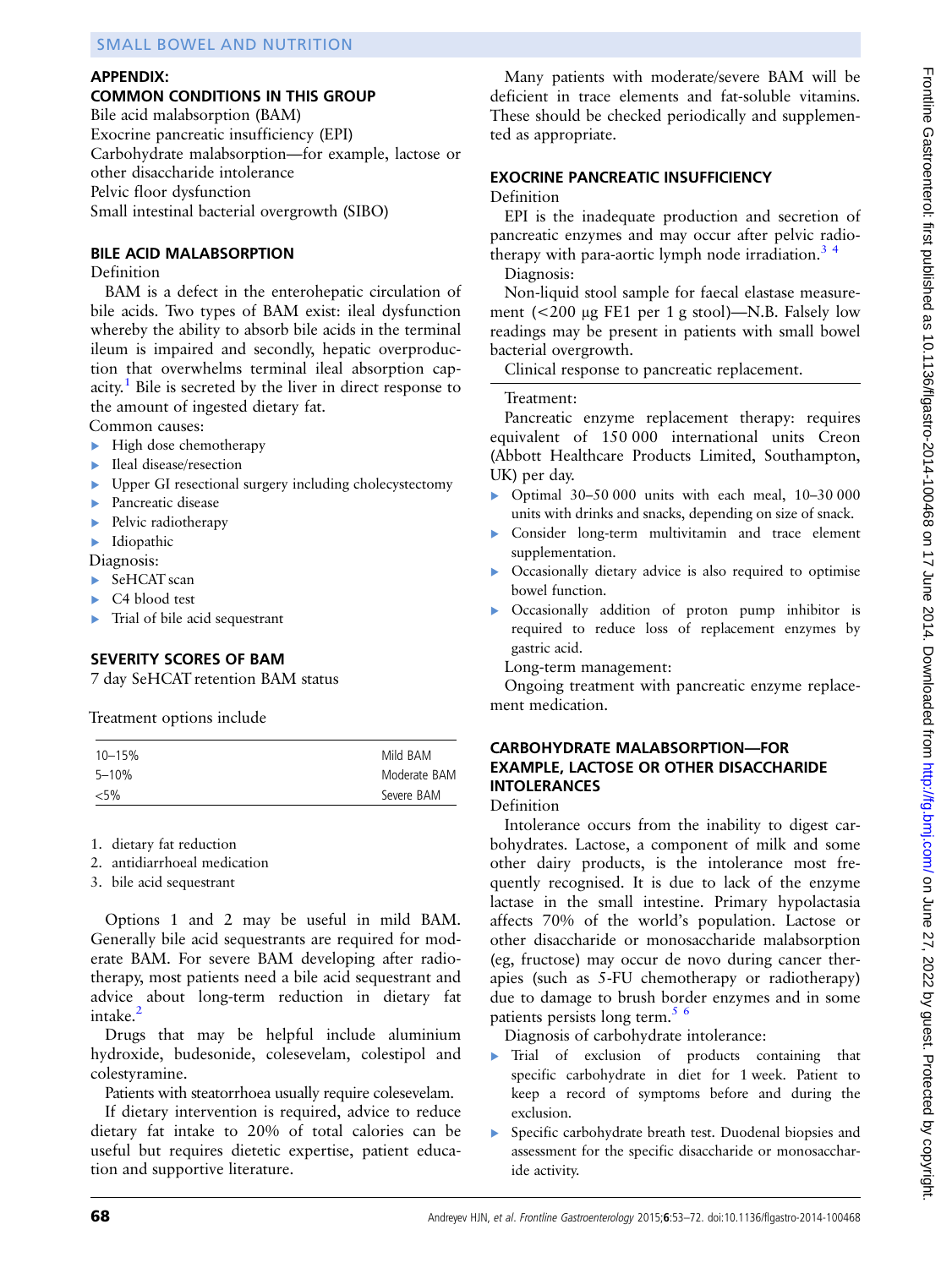## APPENDIX:

## COMMON CONDITIONS IN THIS GROUP

Bile acid malabsorption (BAM)
Exocrine pancreatic insufficiency (EPI)
Carbohydrate malabsorption—for example, lactose or other disaccharide intolerance
Pelvic floor dysfunction
Small intestinal bacterial overgrowth (SIBO)

### BILE ACID MALABSORPTION

Definition

BAM is a defect in the enterohepatic circulation of bile acids. Two types of BAM exist: ileal dysfunction whereby the ability to absorb bile acids in the terminal ileum is impaired and secondly, hepatic overproduction that overwhelms terminal ileal absorption capacity.[1] Bile is secreted by the liver in direct response to the amount of ingested dietary fat.

Common causes:

- High dose chemotherapy
- Ileal disease/resection
- Upper GI resectional surgery including cholecystectomy
- Pancreatic disease
- Pelvic radiotherapy
- Idiopathic

Diagnosis:

- SeHCAT scan
- C4 blood test
- Trial of bile acid sequestrant

### SEVERITY SCORES OF BAM

7 day SeHCAT retention BAM status

| | |
|---|---|
| 10–15% | Mild BAM |
| 5–10% | Moderate BAM |
| <5% | Severe BAM |

Treatment options include

1. dietary fat reduction
2. antidiarrhoeal medication
3. bile acid sequestrant

Options 1 and 2 may be useful in mild BAM. Generally bile acid sequestrants are required for moderate BAM. For severe BAM developing after radiotherapy, most patients need a bile acid sequestrant and advice about long-term reduction in dietary fat intake.[2]

Drugs that may be helpful include aluminium hydroxide, budesonide, colesevelam, colestipol and colestyramine.

Patients with steatorrhoea usually require colesevelam.

If dietary intervention is required, advice to reduce dietary fat intake to 20% of total calories can be useful but requires dietetic expertise, patient education and supportive literature.

Many patients with moderate/severe BAM will be deficient in trace elements and fat-soluble vitamins. These should be checked periodically and supplemented as appropriate.

### EXOCRINE PANCREATIC INSUFFICIENCY

Definition

EPI is the inadequate production and secretion of pancreatic enzymes and may occur after pelvic radiotherapy with para-aortic lymph node irradiation.[3,4]

Diagnosis:

Non-liquid stool sample for faecal elastase measurement (<200 µg FE1 per 1 g stool)—N.B. Falsely low readings may be present in patients with small bowel bacterial overgrowth.

Clinical response to pancreatic replacement.

Treatment:

Pancreatic enzyme replacement therapy: requires equivalent of 150 000 international units Creon (Abbott Healthcare Products Limited, Southampton, UK) per day.

- Optimal 30–50 000 units with each meal, 10–30 000 units with drinks and snacks, depending on size of snack.
- Consider long-term multivitamin and trace element supplementation.
- Occasionally dietary advice is also required to optimise bowel function.
- Occasionally addition of proton pump inhibitor is required to reduce loss of replacement enzymes by gastric acid.

Long-term management:

Ongoing treatment with pancreatic enzyme replacement medication.

### CARBOHYDRATE MALABSORPTION—FOR EXAMPLE, LACTOSE OR OTHER DISACCHARIDE INTOLERANCES

Definition

Intolerance occurs from the inability to digest carbohydrates. Lactose, a component of milk and some other dairy products, is the intolerance most frequently recognised. It is due to lack of the enzyme lactase in the small intestine. Primary hypolactasia affects 70% of the world's population. Lactose or other disaccharide or monosaccharide malabsorption (eg, fructose) may occur de novo during cancer therapies (such as 5-FU chemotherapy or radiotherapy) due to damage to brush border enzymes and in some patients persists long term.[5,6]

Diagnosis of carbohydrate intolerance:

- Trial of exclusion of products containing that specific carbohydrate in diet for 1 week. Patient to keep a record of symptoms before and during the exclusion.
- Specific carbohydrate breath test. Duodenal biopsies and assessment for the specific disaccharide or monosaccharide activity.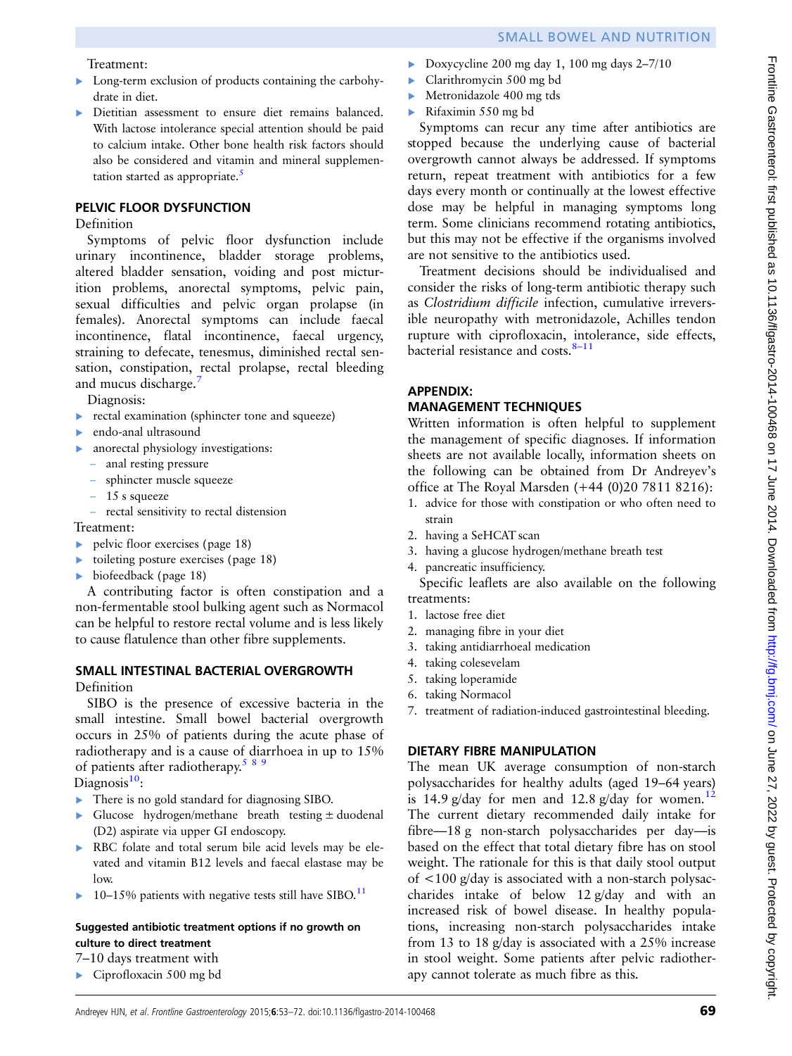Treatment:

- Long-term exclusion of products containing the carbohydrate in diet.
- Dietitian assessment to ensure diet remains balanced. With lactose intolerance special attention should be paid to calcium intake. Other bone health risk factors should also be considered and vitamin and mineral supplementation started as appropriate.[5]

## PELVIC FLOOR DYSFUNCTION

Definition

Symptoms of pelvic floor dysfunction include urinary incontinence, bladder storage problems, altered bladder sensation, voiding and post micturition problems, anorectal symptoms, pelvic pain, sexual difficulties and pelvic organ prolapse (in females). Anorectal symptoms can include faecal incontinence, flatal incontinence, faecal urgency, straining to defecate, tenesmus, diminished rectal sensation, constipation, rectal prolapse, rectal bleeding and mucus discharge.[7]

Diagnosis:

- rectal examination (sphincter tone and squeeze)
- endo-anal ultrasound
- anorectal physiology investigations:
  - anal resting pressure
  - sphincter muscle squeeze
  - 15 s squeeze
  - rectal sensitivity to rectal distension

Treatment:

- pelvic floor exercises (page 18)
- toileting posture exercises (page 18)
- biofeedback (page 18)

A contributing factor is often constipation and a non-fermentable stool bulking agent such as Normacol can be helpful to restore rectal volume and is less likely to cause flatulence than other fibre supplements.

## SMALL INTESTINAL BACTERIAL OVERGROWTH

Definition

SIBO is the presence of excessive bacteria in the small intestine. Small bowel bacterial overgrowth occurs in 25% of patients during the acute phase of radiotherapy and is a cause of diarrhoea in up to 15% of patients after radiotherapy.[5 8 9]

Diagnosis[10]:

- There is no gold standard for diagnosing SIBO.
- Glucose hydrogen/methane breath testing ± duodenal (D2) aspirate via upper GI endoscopy.
- RBC folate and total serum bile acid levels may be elevated and vitamin B12 levels and faecal elastase may be low.
- 10–15% patients with negative tests still have SIBO.[11]

#### Suggested antibiotic treatment options if no growth on culture to direct treatment

7–10 days treatment with

- Ciprofloxacin 500 mg bd
- Doxycycline 200 mg day 1, 100 mg days 2–7/10
- Clarithromycin 500 mg bd
- Metronidazole 400 mg tds
- Rifaximin 550 mg bd

Symptoms can recur any time after antibiotics are stopped because the underlying cause of bacterial overgrowth cannot always be addressed. If symptoms return, repeat treatment with antibiotics for a few days every month or continually at the lowest effective dose may be helpful in managing symptoms long term. Some clinicians recommend rotating antibiotics, but this may not be effective if the organisms involved are not sensitive to the antibiotics used.

Treatment decisions should be individualised and consider the risks of long-term antibiotic therapy such as *Clostridium difficile* infection, cumulative irreversible neuropathy with metronidazole, Achilles tendon rupture with ciprofloxacin, intolerance, side effects, bacterial resistance and costs.[8–11]

## APPENDIX: MANAGEMENT TECHNIQUES

Written information is often helpful to supplement the management of specific diagnoses. If information sheets are not available locally, information sheets on the following can be obtained from Dr Andreyev's office at The Royal Marsden (+44 (0)20 7811 8216):

1. advice for those with constipation or who often need to strain
2. having a SeHCAT scan
3. having a glucose hydrogen/methane breath test
4. pancreatic insufficiency.

Specific leaflets are also available on the following treatments:

1. lactose free diet
2. managing fibre in your diet
3. taking antidiarrhoeal medication
4. taking colesevelam
5. taking loperamide
6. taking Normacol
7. treatment of radiation-induced gastrointestinal bleeding.

## DIETARY FIBRE MANIPULATION

The mean UK average consumption of non-starch polysaccharides for healthy adults (aged 19–64 years) is 14.9 g/day for men and 12.8 g/day for women.[12] The current dietary recommended daily intake for fibre—18 g non-starch polysaccharides per day—is based on the effect that total dietary fibre has on stool weight. The rationale for this is that daily stool output of <100 g/day is associated with a non-starch polysaccharides intake of below 12 g/day and with an increased risk of bowel disease. In healthy populations, increasing non-starch polysaccharides intake from 13 to 18 g/day is associated with a 25% increase in stool weight. Some patients after pelvic radiotherapy cannot tolerate as much fibre as this.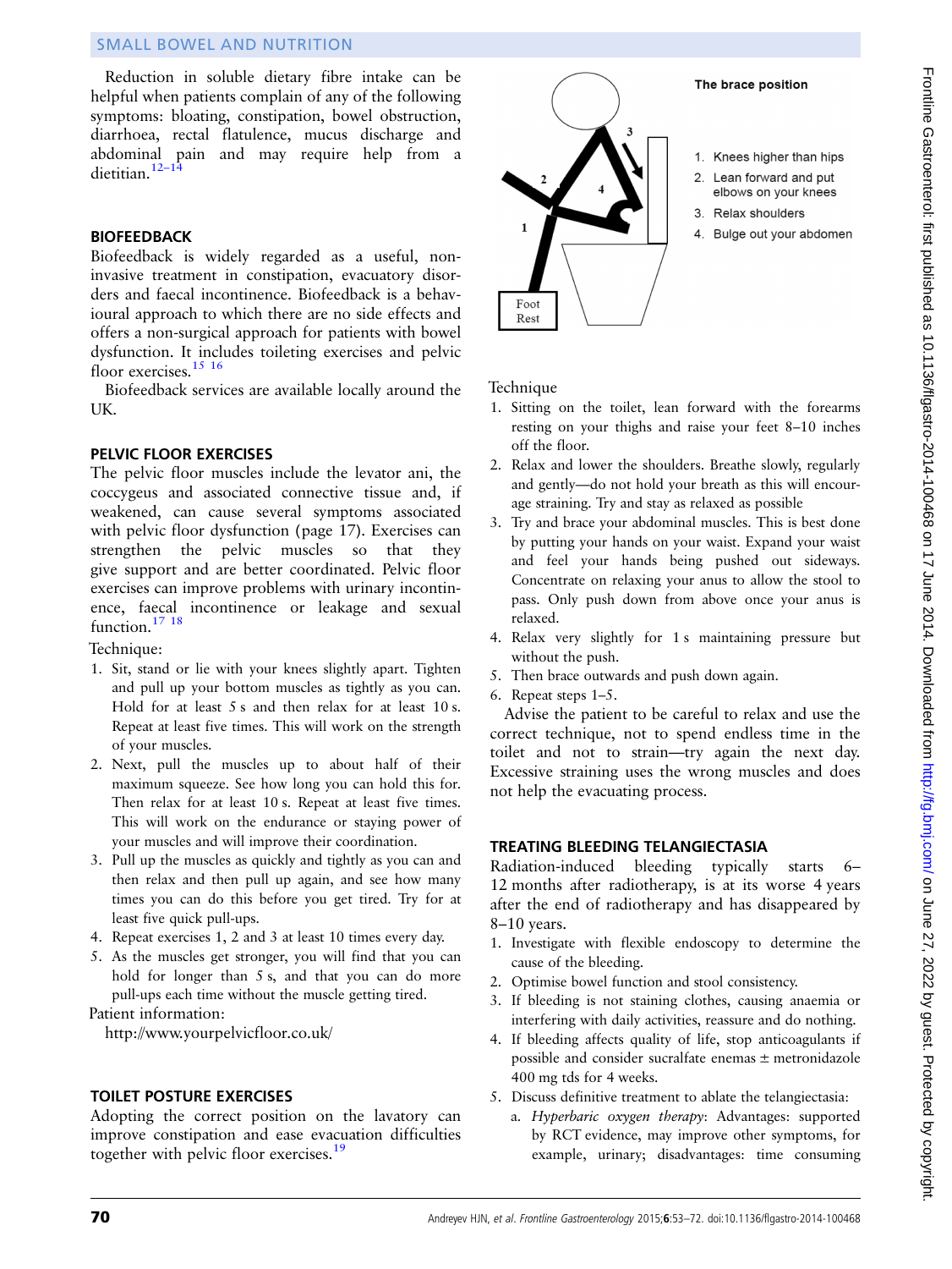Reduction in soluble dietary fibre intake can be helpful when patients complain of any of the following symptoms: bloating, constipation, bowel obstruction, diarrhoea, rectal flatulence, mucus discharge and abdominal pain and may require help from a dietitian.[12–14]

## BIOFEEDBACK

Biofeedback is widely regarded as a useful, non-invasive treatment in constipation, evacuatory disorders and faecal incontinence. Biofeedback is a behavioural approach to which there are no side effects and offers a non-surgical approach for patients with bowel dysfunction. It includes toileting exercises and pelvic floor exercises.[15 16]

Biofeedback services are available locally around the UK.

## PELVIC FLOOR EXERCISES

The pelvic floor muscles include the levator ani, the coccygeus and associated connective tissue and, if weakened, can cause several symptoms associated with pelvic floor dysfunction (page 17). Exercises can strengthen the pelvic muscles so that they give support and are better coordinated. Pelvic floor exercises can improve problems with urinary incontinence, faecal incontinence or leakage and sexual function.[17 18]

Technique:

1. Sit, stand or lie with your knees slightly apart. Tighten and pull up your bottom muscles as tightly as you can. Hold for at least 5 s and then relax for at least 10 s. Repeat at least five times. This will work on the strength of your muscles.
2. Next, pull the muscles up to about half of their maximum squeeze. See how long you can hold this for. Then relax for at least 10 s. Repeat at least five times. This will work on the endurance or staying power of your muscles and will improve their coordination.
3. Pull up the muscles as quickly and tightly as you can and then relax and then pull up again, and see how many times you can do this before you get tired. Try for at least five quick pull-ups.
4. Repeat exercises 1, 2 and 3 at least 10 times every day.
5. As the muscles get stronger, you will find that you can hold for longer than 5 s, and that you can do more pull-ups each time without the muscle getting tired.

Patient information:

http://www.yourpelvicfloor.co.uk/

## TOILET POSTURE EXERCISES

Adopting the correct position on the lavatory can improve constipation and ease evacuation difficulties together with pelvic floor exercises.[19]

**The brace position**

1. Knees higher than hips
2. Lean forward and put elbows on your knees
3. Relax shoulders
4. Bulge out your abdomen

Foot Rest

Technique

1. Sitting on the toilet, lean forward with the forearms resting on your thighs and raise your feet 8–10 inches off the floor.
2. Relax and lower the shoulders. Breathe slowly, regularly and gently—do not hold your breath as this will encourage straining. Try and stay as relaxed as possible
3. Try and brace your abdominal muscles. This is best done by putting your hands on your waist. Expand your waist and feel your hands being pushed out sideways. Concentrate on relaxing your anus to allow the stool to pass. Only push down from above once your anus is relaxed.
4. Relax very slightly for 1 s maintaining pressure but without the push.
5. Then brace outwards and push down again.
6. Repeat steps 1–5.

Advise the patient to be careful to relax and use the correct technique, not to spend endless time in the toilet and not to strain—try again the next day. Excessive straining uses the wrong muscles and does not help the evacuating process.

## TREATING BLEEDING TELANGIECTASIA

Radiation-induced bleeding typically starts 6–12 months after radiotherapy, is at its worse 4 years after the end of radiotherapy and has disappeared by 8–10 years.

1. Investigate with flexible endoscopy to determine the cause of the bleeding.
2. Optimise bowel function and stool consistency.
3. If bleeding is not staining clothes, causing anaemia or interfering with daily activities, reassure and do nothing.
4. If bleeding affects quality of life, stop anticoagulants if possible and consider sucralfate enemas ± metronidazole 400 mg tds for 4 weeks.
5. Discuss definitive treatment to ablate the telangiectasia:
   a. *Hyperbaric oxygen therapy*: Advantages: supported by RCT evidence, may improve other symptoms, for example, urinary; disadvantages: time consuming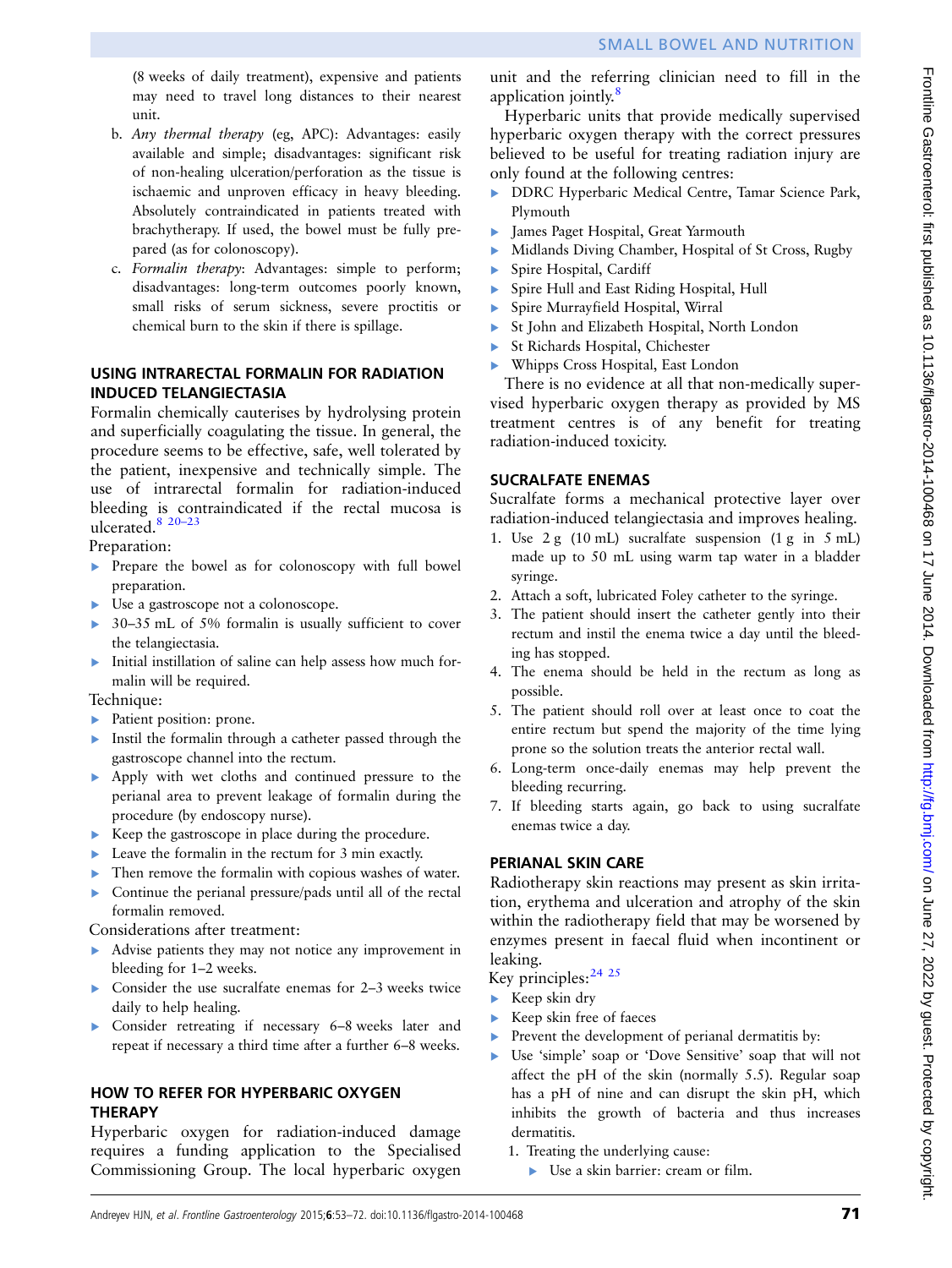(8 weeks of daily treatment), expensive and patients may need to travel long distances to their nearest unit.

b. *Any thermal therapy* (eg, APC): Advantages: easily available and simple; disadvantages: significant risk of non-healing ulceration/perforation as the tissue is ischaemic and unproven efficacy in heavy bleeding. Absolutely contraindicated in patients treated with brachytherapy. If used, the bowel must be fully prepared (as for colonoscopy).

c. *Formalin therapy*: Advantages: simple to perform; disadvantages: long-term outcomes poorly known, small risks of serum sickness, severe proctitis or chemical burn to the skin if there is spillage.

## USING INTRARECTAL FORMALIN FOR RADIATION INDUCED TELANGIECTASIA

Formalin chemically cauterises by hydrolysing protein and superficially coagulating the tissue. In general, the procedure seems to be effective, safe, well tolerated by the patient, inexpensive and technically simple. The use of intrarectal formalin for radiation-induced bleeding is contraindicated if the rectal mucosa is ulcerated.[8 20–23]

Preparation:

- Prepare the bowel as for colonoscopy with full bowel preparation.
- Use a gastroscope not a colonoscope.
- 30–35 mL of 5% formalin is usually sufficient to cover the telangiectasia.
- Initial instillation of saline can help assess how much formalin will be required.

Technique:

- Patient position: prone.
- Instil the formalin through a catheter passed through the gastroscope channel into the rectum.
- Apply with wet cloths and continued pressure to the perianal area to prevent leakage of formalin during the procedure (by endoscopy nurse).
- Keep the gastroscope in place during the procedure.
- Leave the formalin in the rectum for 3 min exactly.
- Then remove the formalin with copious washes of water.
- Continue the perianal pressure/pads until all of the rectal formalin removed.

Considerations after treatment:

- Advise patients they may not notice any improvement in bleeding for 1–2 weeks.
- Consider the use sucralfate enemas for 2–3 weeks twice daily to help healing.
- Consider retreating if necessary 6–8 weeks later and repeat if necessary a third time after a further 6–8 weeks.

## HOW TO REFER FOR HYPERBARIC OXYGEN THERAPY

Hyperbaric oxygen for radiation-induced damage requires a funding application to the Specialised Commissioning Group. The local hyperbaric oxygen unit and the referring clinician need to fill in the application jointly.[8]

Hyperbaric units that provide medically supervised hyperbaric oxygen therapy with the correct pressures believed to be useful for treating radiation injury are only found at the following centres:

- DDRC Hyperbaric Medical Centre, Tamar Science Park, Plymouth
- James Paget Hospital, Great Yarmouth
- Midlands Diving Chamber, Hospital of St Cross, Rugby
- Spire Hospital, Cardiff
- Spire Hull and East Riding Hospital, Hull
- Spire Murrayfield Hospital, Wirral
- St John and Elizabeth Hospital, North London
- St Richards Hospital, Chichester
- Whipps Cross Hospital, East London

There is no evidence at all that non-medically supervised hyperbaric oxygen therapy as provided by MS treatment centres is of any benefit for treating radiation-induced toxicity.

## SUCRALFATE ENEMAS

Sucralfate forms a mechanical protective layer over radiation-induced telangiectasia and improves healing.

1. Use 2 g (10 mL) sucralfate suspension (1 g in 5 mL) made up to 50 mL using warm tap water in a bladder syringe.
2. Attach a soft, lubricated Foley catheter to the syringe.
3. The patient should insert the catheter gently into their rectum and instil the enema twice a day until the bleeding has stopped.
4. The enema should be held in the rectum as long as possible.
5. The patient should roll over at least once to coat the entire rectum but spend the majority of the time lying prone so the solution treats the anterior rectal wall.
6. Long-term once-daily enemas may help prevent the bleeding recurring.
7. If bleeding starts again, go back to using sucralfate enemas twice a day.

## PERIANAL SKIN CARE

Radiotherapy skin reactions may present as skin irritation, erythema and ulceration and atrophy of the skin within the radiotherapy field that may be worsened by enzymes present in faecal fluid when incontinent or leaking.

Key principles:[24 25]

- Keep skin dry
- Keep skin free of faeces
- Prevent the development of perianal dermatitis by:
- Use 'simple' soap or 'Dove Sensitive' soap that will not affect the pH of the skin (normally 5.5). Regular soap has a pH of nine and can disrupt the skin pH, which inhibits the growth of bacteria and thus increases dermatitis.
  1. Treating the underlying cause:
     - Use a skin barrier: cream or film.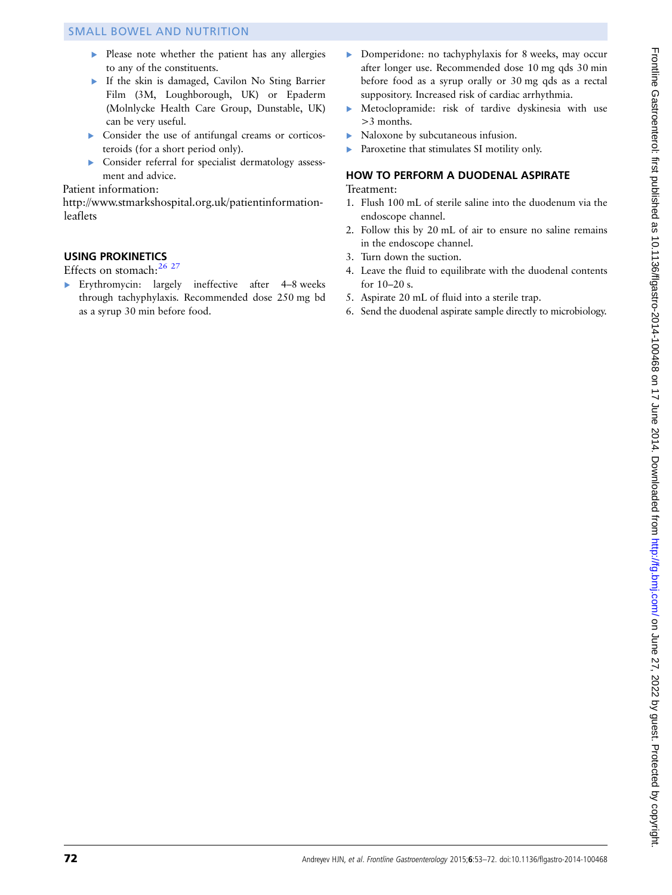- Please note whether the patient has any allergies to any of the constituents.
- If the skin is damaged, Cavilon No Sting Barrier Film (3M, Loughborough, UK) or Epaderm (Molnlycke Health Care Group, Dunstable, UK) can be very useful.
- Consider the use of antifungal creams or corticosteroids (for a short period only).
- Consider referral for specialist dermatology assessment and advice.

Patient information:

http://www.stmarkshospital.org.uk/patientinformation-leaflets

## USING PROKINETICS

Effects on stomach:[26 27]

- Erythromycin: largely ineffective after 4–8 weeks through tachyphylaxis. Recommended dose 250 mg bd as a syrup 30 min before food.
- Domperidone: no tachyphylaxis for 8 weeks, may occur after longer use. Recommended dose 10 mg qds 30 min before food as a syrup orally or 30 mg qds as a rectal suppository. Increased risk of cardiac arrhythmia.
- Metoclopramide: risk of tardive dyskinesia with use >3 months.
- Naloxone by subcutaneous infusion.
- Paroxetine that stimulates SI motility only.

## HOW TO PERFORM A DUODENAL ASPIRATE

Treatment:

1. Flush 100 mL of sterile saline into the duodenum via the endoscope channel.
2. Follow this by 20 mL of air to ensure no saline remains in the endoscope channel.
3. Turn down the suction.
4. Leave the fluid to equilibrate with the duodenal contents for 10–20 s.
5. Aspirate 20 mL of fluid into a sterile trap.
6. Send the duodenal aspirate sample directly to microbiology.